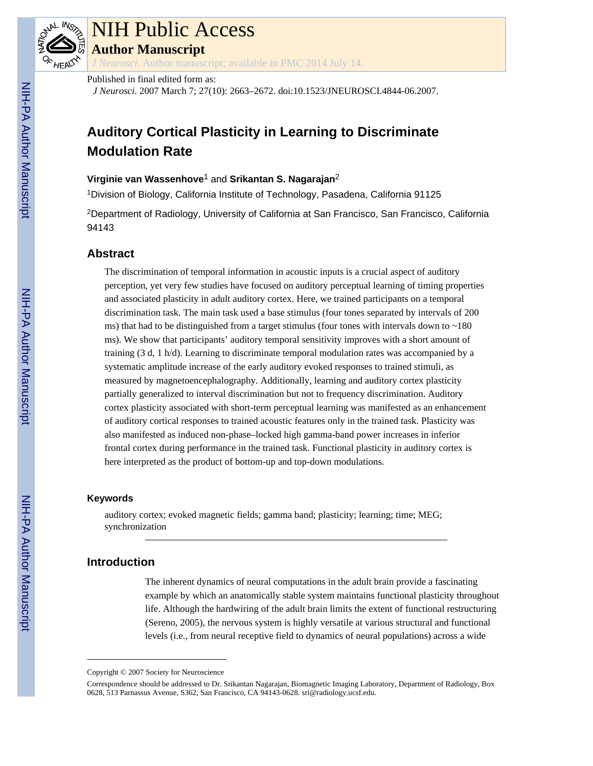# Auditory Cortical Plasticity in Learning to Discriminate Modulation Rate

**Virginie van Wassenhove**[1] and **Srikantan S. Nagarajan**[2]

[1]Division of Biology, California Institute of Technology, Pasadena, California 91125

[2]Department of Radiology, University of California at San Francisco, San Francisco, California 94143

Published in final edited form as: *J Neurosci*. 2007 March 7; 27(10): 2663–2672. doi:10.1523/JNEUROSCI.4844-06.2007.

## Abstract

The discrimination of temporal information in acoustic inputs is a crucial aspect of auditory perception, yet very few studies have focused on auditory perceptual learning of timing properties and associated plasticity in adult auditory cortex. Here, we trained participants on a temporal discrimination task. The main task used a base stimulus (four tones separated by intervals of 200 ms) that had to be distinguished from a target stimulus (four tones with intervals down to ~180 ms). We show that participants' auditory temporal sensitivity improves with a short amount of training (3 d, 1 h/d). Learning to discriminate temporal modulation rates was accompanied by a systematic amplitude increase of the early auditory evoked responses to trained stimuli, as measured by magnetoencephalography. Additionally, learning and auditory cortex plasticity partially generalized to interval discrimination but not to frequency discrimination. Auditory cortex plasticity associated with short-term perceptual learning was manifested as an enhancement of auditory cortical responses to trained acoustic features only in the trained task. Plasticity was also manifested as induced non-phase–locked high gamma-band power increases in inferior frontal cortex during performance in the trained task. Functional plasticity in auditory cortex is here interpreted as the product of bottom-up and top-down modulations.

### Keywords

auditory cortex; evoked magnetic fields; gamma band; plasticity; learning; time; MEG; synchronization

## Introduction

The inherent dynamics of neural computations in the adult brain provide a fascinating example by which an anatomically stable system maintains functional plasticity throughout life. Although the hardwiring of the adult brain limits the extent of functional restructuring (Sereno, 2005), the nervous system is highly versatile at various structural and functional levels (i.e., from neural receptive field to dynamics of neural populations) across a wide

Copyright © 2007 Society for Neuroscience

Correspondence should be addressed to Dr. Srikantan Nagarajan, Biomagnetic Imaging Laboratory, Department of Radiology, Box 0628, 513 Parnassus Avenue, S362, San Francisco, CA 94143-0628. sri@radiology.ucsf.edu.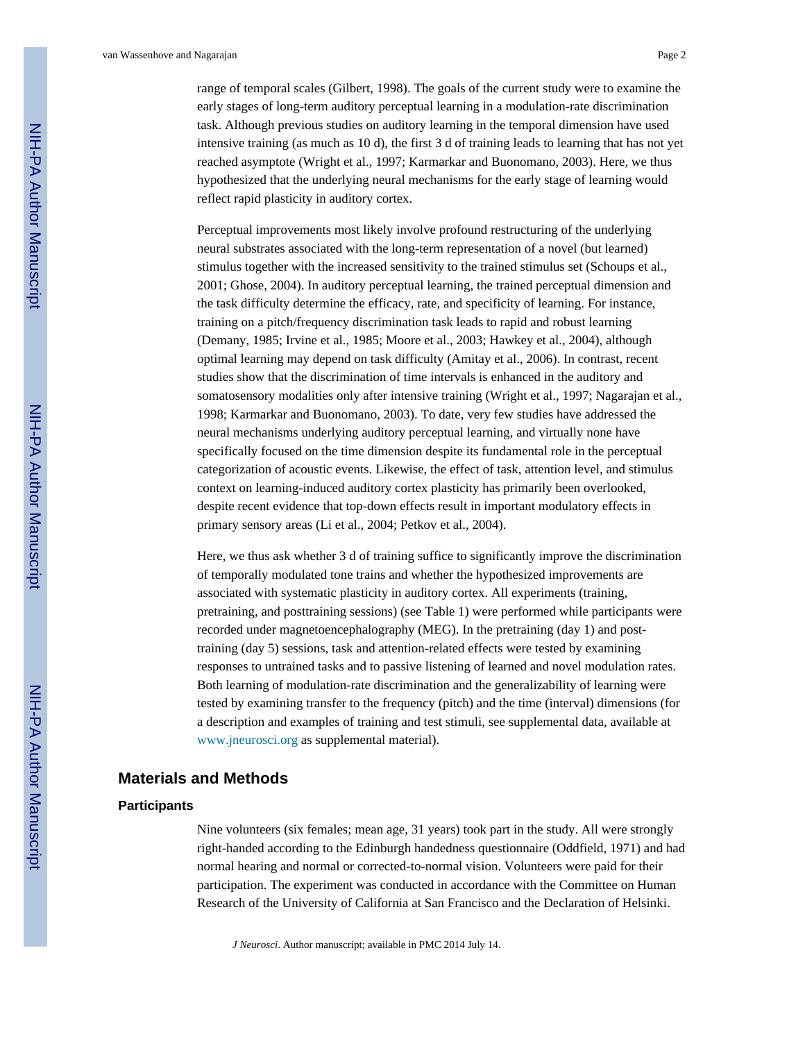range of temporal scales (Gilbert, 1998). The goals of the current study were to examine the early stages of long-term auditory perceptual learning in a modulation-rate discrimination task. Although previous studies on auditory learning in the temporal dimension have used intensive training (as much as 10 d), the first 3 d of training leads to learning that has not yet reached asymptote (Wright et al., 1997; Karmarkar and Buonomano, 2003). Here, we thus hypothesized that the underlying neural mechanisms for the early stage of learning would reflect rapid plasticity in auditory cortex.

Perceptual improvements most likely involve profound restructuring of the underlying neural substrates associated with the long-term representation of a novel (but learned) stimulus together with the increased sensitivity to the trained stimulus set (Schoups et al., 2001; Ghose, 2004). In auditory perceptual learning, the trained perceptual dimension and the task difficulty determine the efficacy, rate, and specificity of learning. For instance, training on a pitch/frequency discrimination task leads to rapid and robust learning (Demany, 1985; Irvine et al., 1985; Moore et al., 2003; Hawkey et al., 2004), although optimal learning may depend on task difficulty (Amitay et al., 2006). In contrast, recent studies show that the discrimination of time intervals is enhanced in the auditory and somatosensory modalities only after intensive training (Wright et al., 1997; Nagarajan et al., 1998; Karmarkar and Buonomano, 2003). To date, very few studies have addressed the neural mechanisms underlying auditory perceptual learning, and virtually none have specifically focused on the time dimension despite its fundamental role in the perceptual categorization of acoustic events. Likewise, the effect of task, attention level, and stimulus context on learning-induced auditory cortex plasticity has primarily been overlooked, despite recent evidence that top-down effects result in important modulatory effects in primary sensory areas (Li et al., 2004; Petkov et al., 2004).

Here, we thus ask whether 3 d of training suffice to significantly improve the discrimination of temporally modulated tone trains and whether the hypothesized improvements are associated with systematic plasticity in auditory cortex. All experiments (training, pretraining, and posttraining sessions) (see Table 1) were performed while participants were recorded under magnetoencephalography (MEG). In the pretraining (day 1) and post-training (day 5) sessions, task and attention-related effects were tested by examining responses to untrained tasks and to passive listening of learned and novel modulation rates. Both learning of modulation-rate discrimination and the generalizability of learning were tested by examining transfer to the frequency (pitch) and the time (interval) dimensions (for a description and examples of training and test stimuli, see supplemental data, available at www.jneurosci.org as supplemental material).

## Materials and Methods

### Participants

Nine volunteers (six females; mean age, 31 years) took part in the study. All were strongly right-handed according to the Edinburgh handedness questionnaire (Oddfield, 1971) and had normal hearing and normal or corrected-to-normal vision. Volunteers were paid for their participation. The experiment was conducted in accordance with the Committee on Human Research of the University of California at San Francisco and the Declaration of Helsinki.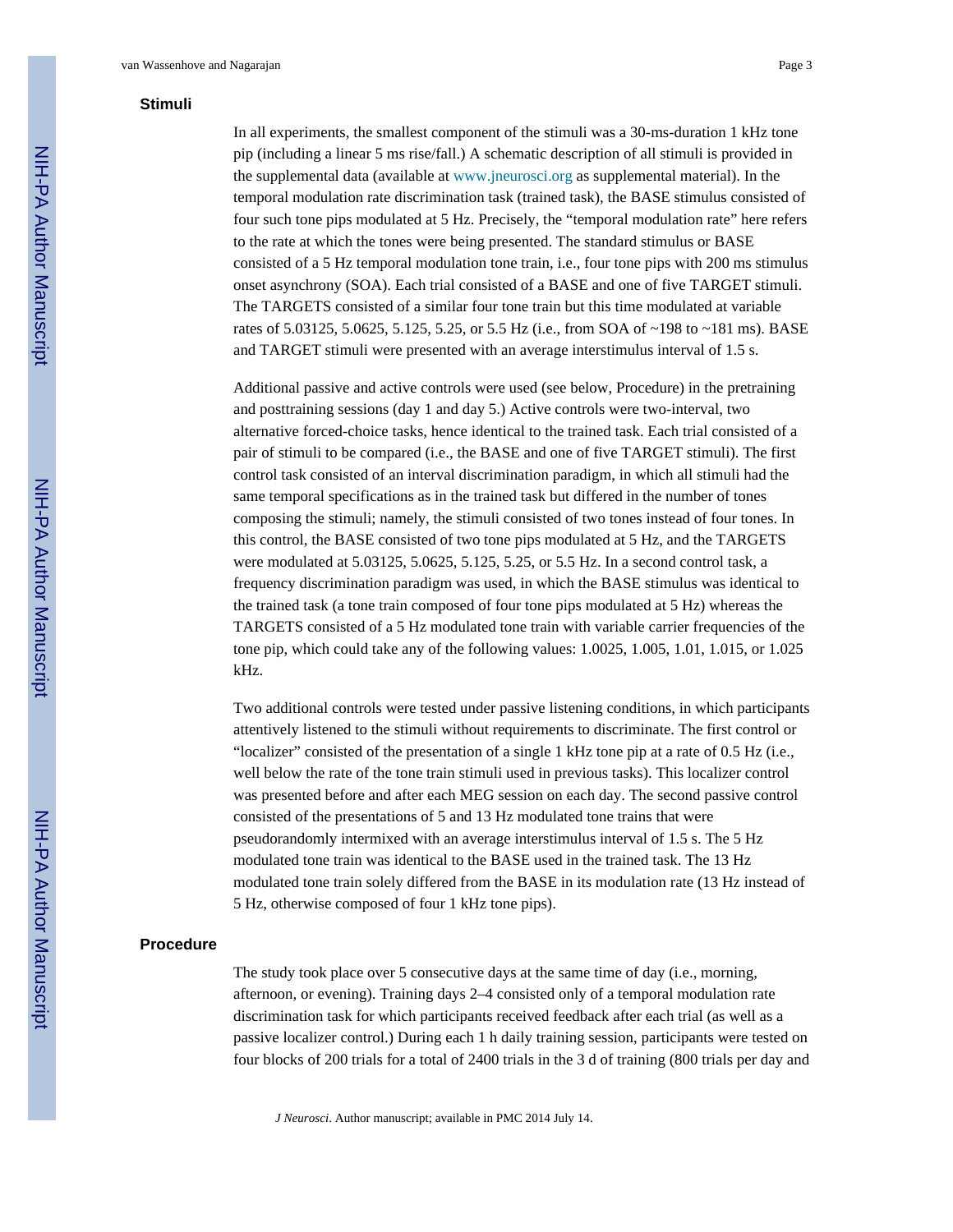### Stimuli

In all experiments, the smallest component of the stimuli was a 30-ms-duration 1 kHz tone pip (including a linear 5 ms rise/fall.) A schematic description of all stimuli is provided in the supplemental data (available at www.jneurosci.org as supplemental material). In the temporal modulation rate discrimination task (trained task), the BASE stimulus consisted of four such tone pips modulated at 5 Hz. Precisely, the "temporal modulation rate" here refers to the rate at which the tones were being presented. The standard stimulus or BASE consisted of a 5 Hz temporal modulation tone train, i.e., four tone pips with 200 ms stimulus onset asynchrony (SOA). Each trial consisted of a BASE and one of five TARGET stimuli. The TARGETS consisted of a similar four tone train but this time modulated at variable rates of 5.03125, 5.0625, 5.125, 5.25, or 5.5 Hz (i.e., from SOA of ~198 to ~181 ms). BASE and TARGET stimuli were presented with an average interstimulus interval of 1.5 s.

Additional passive and active controls were used (see below, Procedure) in the pretraining and posttraining sessions (day 1 and day 5.) Active controls were two-interval, two alternative forced-choice tasks, hence identical to the trained task. Each trial consisted of a pair of stimuli to be compared (i.e., the BASE and one of five TARGET stimuli). The first control task consisted of an interval discrimination paradigm, in which all stimuli had the same temporal specifications as in the trained task but differed in the number of tones composing the stimuli; namely, the stimuli consisted of two tones instead of four tones. In this control, the BASE consisted of two tone pips modulated at 5 Hz, and the TARGETS were modulated at 5.03125, 5.0625, 5.125, 5.25, or 5.5 Hz. In a second control task, a frequency discrimination paradigm was used, in which the BASE stimulus was identical to the trained task (a tone train composed of four tone pips modulated at 5 Hz) whereas the TARGETS consisted of a 5 Hz modulated tone train with variable carrier frequencies of the tone pip, which could take any of the following values: 1.0025, 1.005, 1.01, 1.015, or 1.025 kHz.

Two additional controls were tested under passive listening conditions, in which participants attentively listened to the stimuli without requirements to discriminate. The first control or "localizer" consisted of the presentation of a single 1 kHz tone pip at a rate of 0.5 Hz (i.e., well below the rate of the tone train stimuli used in previous tasks). This localizer control was presented before and after each MEG session on each day. The second passive control consisted of the presentations of 5 and 13 Hz modulated tone trains that were pseudorandomly intermixed with an average interstimulus interval of 1.5 s. The 5 Hz modulated tone train was identical to the BASE used in the trained task. The 13 Hz modulated tone train solely differed from the BASE in its modulation rate (13 Hz instead of 5 Hz, otherwise composed of four 1 kHz tone pips).

### Procedure

The study took place over 5 consecutive days at the same time of day (i.e., morning, afternoon, or evening). Training days 2–4 consisted only of a temporal modulation rate discrimination task for which participants received feedback after each trial (as well as a passive localizer control.) During each 1 h daily training session, participants were tested on four blocks of 200 trials for a total of 2400 trials in the 3 d of training (800 trials per day and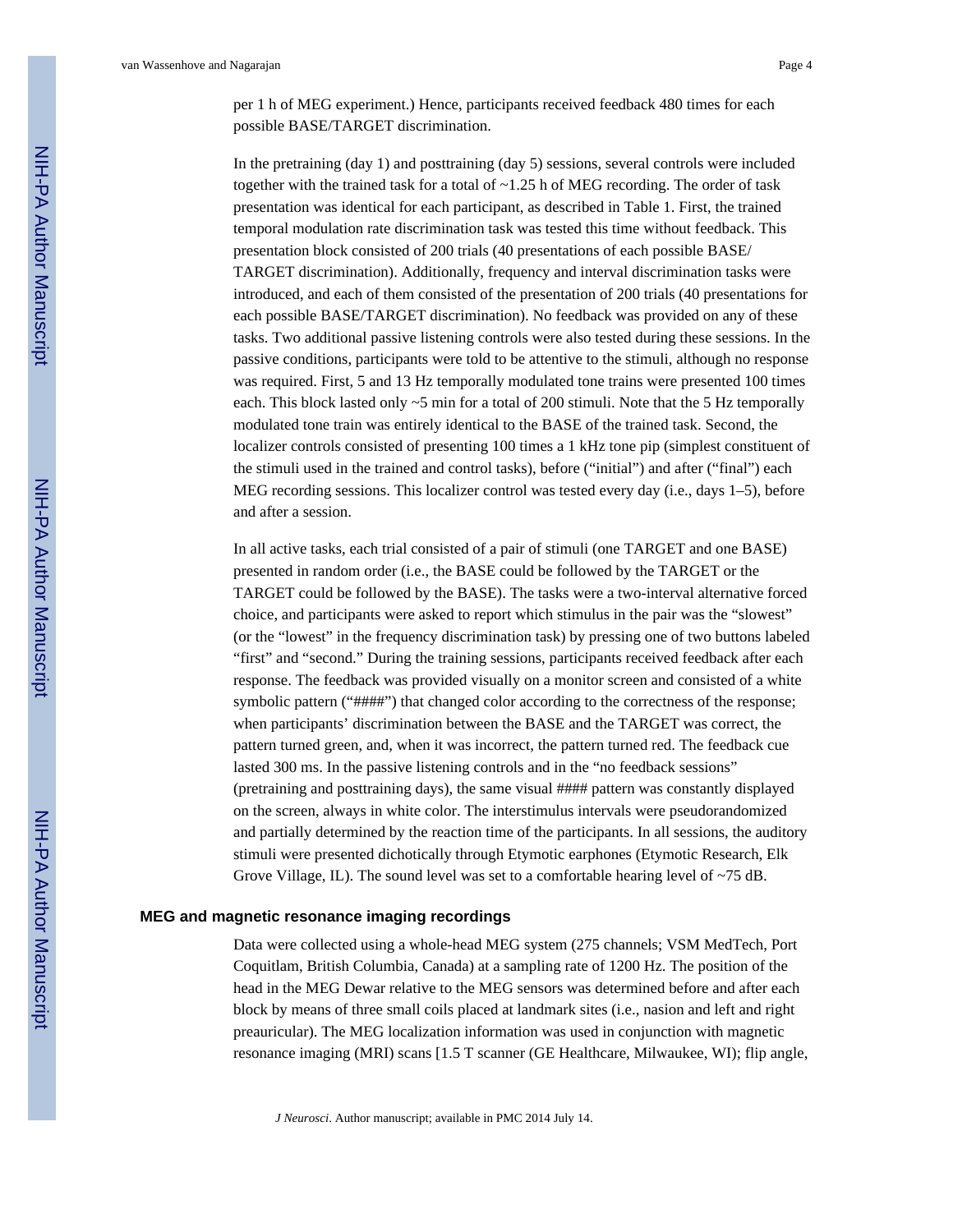per 1 h of MEG experiment.) Hence, participants received feedback 480 times for each possible BASE/TARGET discrimination.

In the pretraining (day 1) and posttraining (day 5) sessions, several controls were included together with the trained task for a total of ~1.25 h of MEG recording. The order of task presentation was identical for each participant, as described in Table 1. First, the trained temporal modulation rate discrimination task was tested this time without feedback. This presentation block consisted of 200 trials (40 presentations of each possible BASE/TARGET discrimination). Additionally, frequency and interval discrimination tasks were introduced, and each of them consisted of the presentation of 200 trials (40 presentations for each possible BASE/TARGET discrimination). No feedback was provided on any of these tasks. Two additional passive listening controls were also tested during these sessions. In the passive conditions, participants were told to be attentive to the stimuli, although no response was required. First, 5 and 13 Hz temporally modulated tone trains were presented 100 times each. This block lasted only ~5 min for a total of 200 stimuli. Note that the 5 Hz temporally modulated tone train was entirely identical to the BASE of the trained task. Second, the localizer controls consisted of presenting 100 times a 1 kHz tone pip (simplest constituent of the stimuli used in the trained and control tasks), before ("initial") and after ("final") each MEG recording sessions. This localizer control was tested every day (i.e., days 1–5), before and after a session.

In all active tasks, each trial consisted of a pair of stimuli (one TARGET and one BASE) presented in random order (i.e., the BASE could be followed by the TARGET or the TARGET could be followed by the BASE). The tasks were a two-interval alternative forced choice, and participants were asked to report which stimulus in the pair was the "slowest" (or the "lowest" in the frequency discrimination task) by pressing one of two buttons labeled "first" and "second." During the training sessions, participants received feedback after each response. The feedback was provided visually on a monitor screen and consisted of a white symbolic pattern ("####") that changed color according to the correctness of the response; when participants' discrimination between the BASE and the TARGET was correct, the pattern turned green, and, when it was incorrect, the pattern turned red. The feedback cue lasted 300 ms. In the passive listening controls and in the "no feedback sessions" (pretraining and posttraining days), the same visual #### pattern was constantly displayed on the screen, always in white color. The interstimulus intervals were pseudorandomized and partially determined by the reaction time of the participants. In all sessions, the auditory stimuli were presented dichotically through Etymotic earphones (Etymotic Research, Elk Grove Village, IL). The sound level was set to a comfortable hearing level of ~75 dB.

### MEG and magnetic resonance imaging recordings

Data were collected using a whole-head MEG system (275 channels; VSM MedTech, Port Coquitlam, British Columbia, Canada) at a sampling rate of 1200 Hz. The position of the head in the MEG Dewar relative to the MEG sensors was determined before and after each block by means of three small coils placed at landmark sites (i.e., nasion and left and right preauricular). The MEG localization information was used in conjunction with magnetic resonance imaging (MRI) scans [1.5 T scanner (GE Healthcare, Milwaukee, WI); flip angle,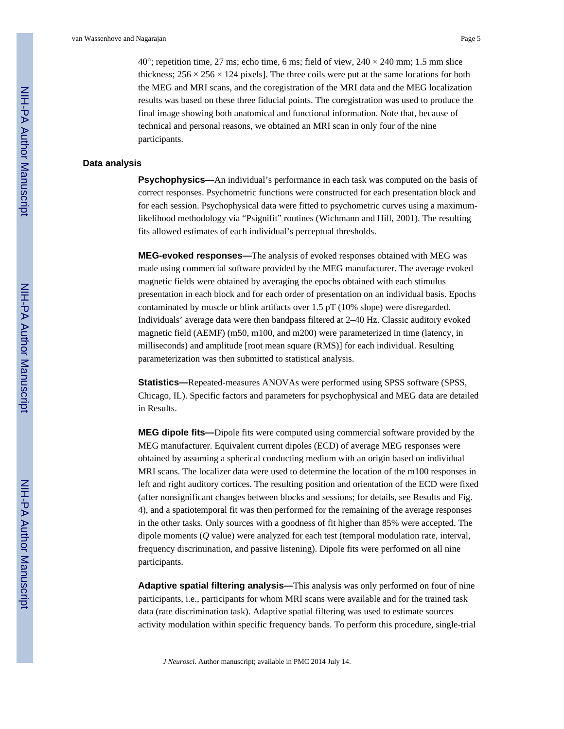40°; repetition time, 27 ms; echo time, 6 ms; field of view, 240 × 240 mm; 1.5 mm slice thickness; 256 × 256 × 124 pixels]. The three coils were put at the same locations for both the MEG and MRI scans, and the coregistration of the MRI data and the MEG localization results was based on these three fiducial points. The coregistration was used to produce the final image showing both anatomical and functional information. Note that, because of technical and personal reasons, we obtained an MRI scan in only four of the nine participants.

## Data analysis

**Psychophysics—**An individual's performance in each task was computed on the basis of correct responses. Psychometric functions were constructed for each presentation block and for each session. Psychophysical data were fitted to psychometric curves using a maximum-likelihood methodology via "Psignifit" routines (Wichmann and Hill, 2001). The resulting fits allowed estimates of each individual's perceptual thresholds.

**MEG-evoked responses—**The analysis of evoked responses obtained with MEG was made using commercial software provided by the MEG manufacturer. The average evoked magnetic fields were obtained by averaging the epochs obtained with each stimulus presentation in each block and for each order of presentation on an individual basis. Epochs contaminated by muscle or blink artifacts over 1.5 pT (10% slope) were disregarded. Individuals' average data were then bandpass filtered at 2–40 Hz. Classic auditory evoked magnetic field (AEMF) (m50, m100, and m200) were parameterized in time (latency, in milliseconds) and amplitude [root mean square (RMS)] for each individual. Resulting parameterization was then submitted to statistical analysis.

**Statistics—**Repeated-measures ANOVAs were performed using SPSS software (SPSS, Chicago, IL). Specific factors and parameters for psychophysical and MEG data are detailed in Results.

**MEG dipole fits—**Dipole fits were computed using commercial software provided by the MEG manufacturer. Equivalent current dipoles (ECD) of average MEG responses were obtained by assuming a spherical conducting medium with an origin based on individual MRI scans. The localizer data were used to determine the location of the m100 responses in left and right auditory cortices. The resulting position and orientation of the ECD were fixed (after nonsignificant changes between blocks and sessions; for details, see Results and Fig. 4), and a spatiotemporal fit was then performed for the remaining of the average responses in the other tasks. Only sources with a goodness of fit higher than 85% were accepted. The dipole moments ($Q$ value) were analyzed for each test (temporal modulation rate, interval, frequency discrimination, and passive listening). Dipole fits were performed on all nine participants.

**Adaptive spatial filtering analysis—**This analysis was only performed on four of nine participants, i.e., participants for whom MRI scans were available and for the trained task data (rate discrimination task). Adaptive spatial filtering was used to estimate sources activity modulation within specific frequency bands. To perform this procedure, single-trial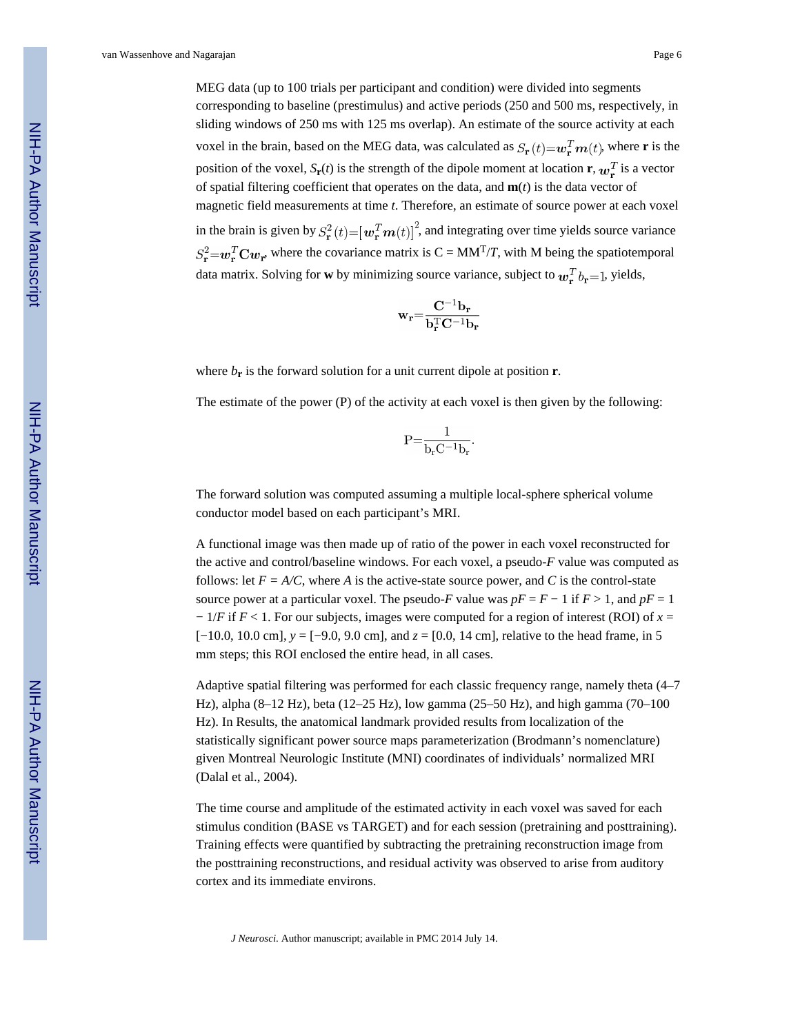MEG data (up to 100 trials per participant and condition) were divided into segments corresponding to baseline (prestimulus) and active periods (250 and 500 ms, respectively, in sliding windows of 250 ms with 125 ms overlap). An estimate of the source activity at each voxel in the brain, based on the MEG data, was calculated as $S_{\mathbf{r}}(t)=\boldsymbol{w}_{\mathbf{r}}^{T}\boldsymbol{m}(t)$, where **r** is the position of the voxel, $S_{\mathbf{r}}(t)$ is the strength of the dipole moment at location **r**, $\boldsymbol{w}_{\mathbf{r}}^{T}$ is a vector of spatial filtering coefficient that operates on the data, and $\mathbf{m}(t)$ is the data vector of magnetic field measurements at time *t*. Therefore, an estimate of source power at each voxel in the brain is given by $S_{\mathbf{r}}^{2}(t)=[\boldsymbol{w}_{\mathbf{r}}^{T}\boldsymbol{m}(t)]^{2}$, and integrating over time yields source variance $S_{\mathbf{r}}^{2}=\boldsymbol{w}_{\mathbf{r}}^{T}\mathbf{C}\boldsymbol{w}_{\mathbf{r}}$, where the covariance matrix is $C = MM^{T}/T$, with M being the spatiotemporal data matrix. Solving for **w** by minimizing source variance, subject to $\boldsymbol{w}_{\mathbf{r}}^{T}b_{\mathbf{r}}=1$, yields,

$$\mathbf{w}_{\mathbf{r}}=\frac{\mathbf{C}^{-1}\mathbf{b}_{\mathbf{r}}}{\mathbf{b}_{\mathbf{r}}^{\mathrm{T}}\mathbf{C}^{-1}\mathbf{b}_{\mathbf{r}}}$$

where $b_{\mathbf{r}}$ is the forward solution for a unit current dipole at position **r**.

The estimate of the power (P) of the activity at each voxel is then given by the following:

$$\mathrm{P}=\frac{1}{\mathrm{b_r}\mathrm{C}^{-1}\mathrm{b_r}}.$$

The forward solution was computed assuming a multiple local-sphere spherical volume conductor model based on each participant's MRI.

A functional image was then made up of ratio of the power in each voxel reconstructed for the active and control/baseline windows. For each voxel, a pseudo-*F* value was computed as follows: let $F = A/C$, where *A* is the active-state source power, and *C* is the control-state source power at a particular voxel. The pseudo-*F* value was $pF = F - 1$ if $F > 1$, and $pF = 1 - 1/F$ if $F < 1$. For our subjects, images were computed for a region of interest (ROI) of $x$ = [−10.0, 10.0 cm], $y$ = [−9.0, 9.0 cm], and $z$ = [0.0, 14 cm], relative to the head frame, in 5 mm steps; this ROI enclosed the entire head, in all cases.

Adaptive spatial filtering was performed for each classic frequency range, namely theta (4–7 Hz), alpha (8–12 Hz), beta (12–25 Hz), low gamma (25–50 Hz), and high gamma (70–100 Hz). In Results, the anatomical landmark provided results from localization of the statistically significant power source maps parameterization (Brodmann's nomenclature) given Montreal Neurologic Institute (MNI) coordinates of individuals' normalized MRI (Dalal et al., 2004).

The time course and amplitude of the estimated activity in each voxel was saved for each stimulus condition (BASE vs TARGET) and for each session (pretraining and posttraining). Training effects were quantified by subtracting the pretraining reconstruction image from the posttraining reconstructions, and residual activity was observed to arise from auditory cortex and its immediate environs.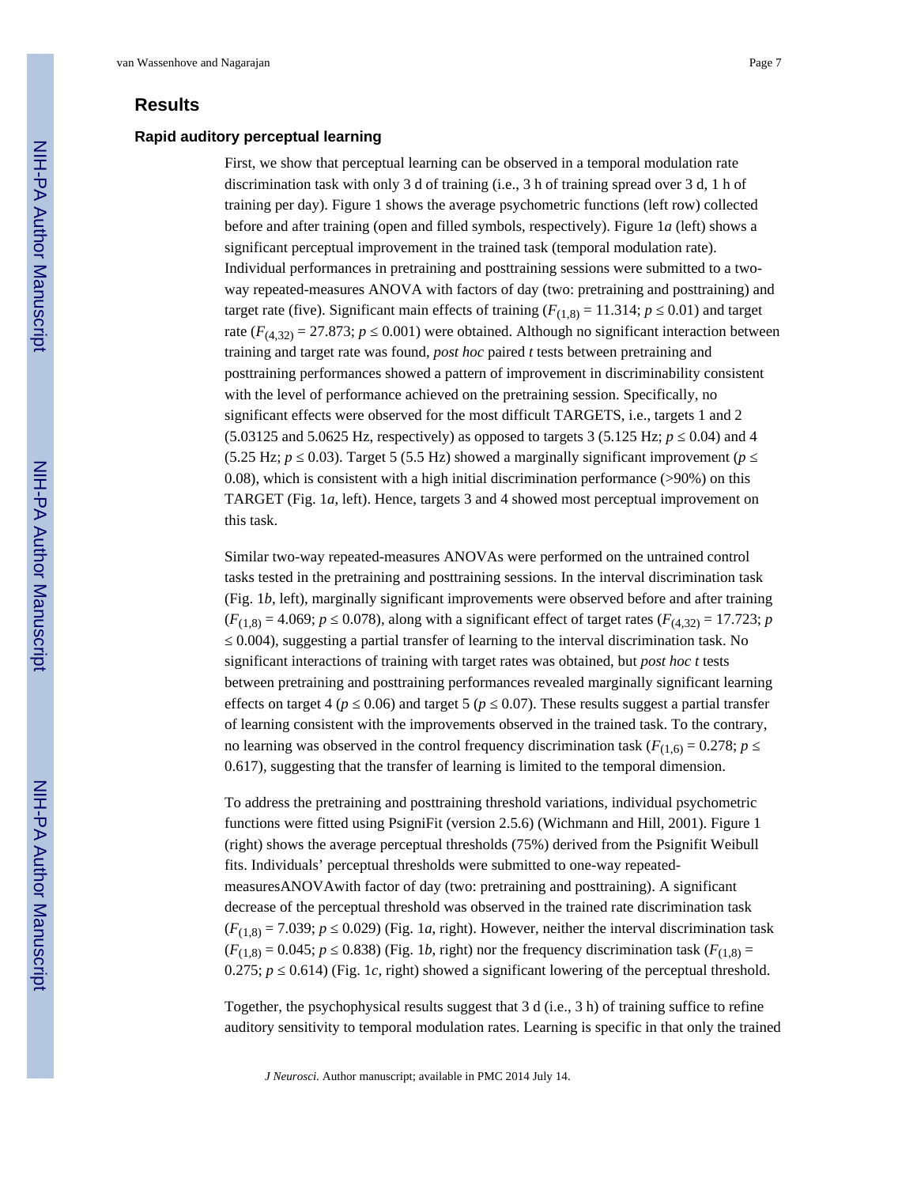## Results

### Rapid auditory perceptual learning

First, we show that perceptual learning can be observed in a temporal modulation rate discrimination task with only 3 d of training (i.e., 3 h of training spread over 3 d, 1 h of training per day). Figure 1 shows the average psychometric functions (left row) collected before and after training (open and filled symbols, respectively). Figure 1*a* (left) shows a significant perceptual improvement in the trained task (temporal modulation rate). Individual performances in pretraining and posttraining sessions were submitted to a two-way repeated-measures ANOVA with factors of day (two: pretraining and posttraining) and target rate (five). Significant main effects of training ($F_{(1,8)} = 11.314$; $p \leq 0.01$) and target rate ($F_{(4,32)} = 27.873$; $p \leq 0.001$) were obtained. Although no significant interaction between training and target rate was found, *post hoc* paired *t* tests between pretraining and posttraining performances showed a pattern of improvement in discriminability consistent with the level of performance achieved on the pretraining session. Specifically, no significant effects were observed for the most difficult TARGETS, i.e., targets 1 and 2 (5.03125 and 5.0625 Hz, respectively) as opposed to targets 3 (5.125 Hz; $p \leq 0.04$) and 4 (5.25 Hz; $p \leq 0.03$). Target 5 (5.5 Hz) showed a marginally significant improvement ($p \leq 0.08$), which is consistent with a high initial discrimination performance (>90%) on this TARGET (Fig. 1*a*, left). Hence, targets 3 and 4 showed most perceptual improvement on this task.

Similar two-way repeated-measures ANOVAs were performed on the untrained control tasks tested in the pretraining and posttraining sessions. In the interval discrimination task (Fig. 1*b*, left), marginally significant improvements were observed before and after training ($F_{(1,8)} = 4.069$; $p \leq 0.078$), along with a significant effect of target rates ($F_{(4,32)} = 17.723$; $p \leq 0.004$), suggesting a partial transfer of learning to the interval discrimination task. No significant interactions of training with target rates was obtained, but *post hoc t* tests between pretraining and posttraining performances revealed marginally significant learning effects on target 4 ($p \leq 0.06$) and target 5 ($p \leq 0.07$). These results suggest a partial transfer of learning consistent with the improvements observed in the trained task. To the contrary, no learning was observed in the control frequency discrimination task ($F_{(1,6)} = 0.278$; $p \leq 0.617$), suggesting that the transfer of learning is limited to the temporal dimension.

To address the pretraining and posttraining threshold variations, individual psychometric functions were fitted using PsigniFit (version 2.5.6) (Wichmann and Hill, 2001). Figure 1 (right) shows the average perceptual thresholds (75%) derived from the Psignifit Weibull fits. Individuals' perceptual thresholds were submitted to one-way repeated-measuresANOVAwith factor of day (two: pretraining and posttraining). A significant decrease of the perceptual threshold was observed in the trained rate discrimination task ($F_{(1,8)} = 7.039$; $p \leq 0.029$) (Fig. 1*a*, right). However, neither the interval discrimination task ($F_{(1,8)} = 0.045$; $p \leq 0.838$) (Fig. 1*b*, right) nor the frequency discrimination task ($F_{(1,8)} = 0.275$; $p \leq 0.614$) (Fig. 1*c*, right) showed a significant lowering of the perceptual threshold.

Together, the psychophysical results suggest that 3 d (i.e., 3 h) of training suffice to refine auditory sensitivity to temporal modulation rates. Learning is specific in that only the trained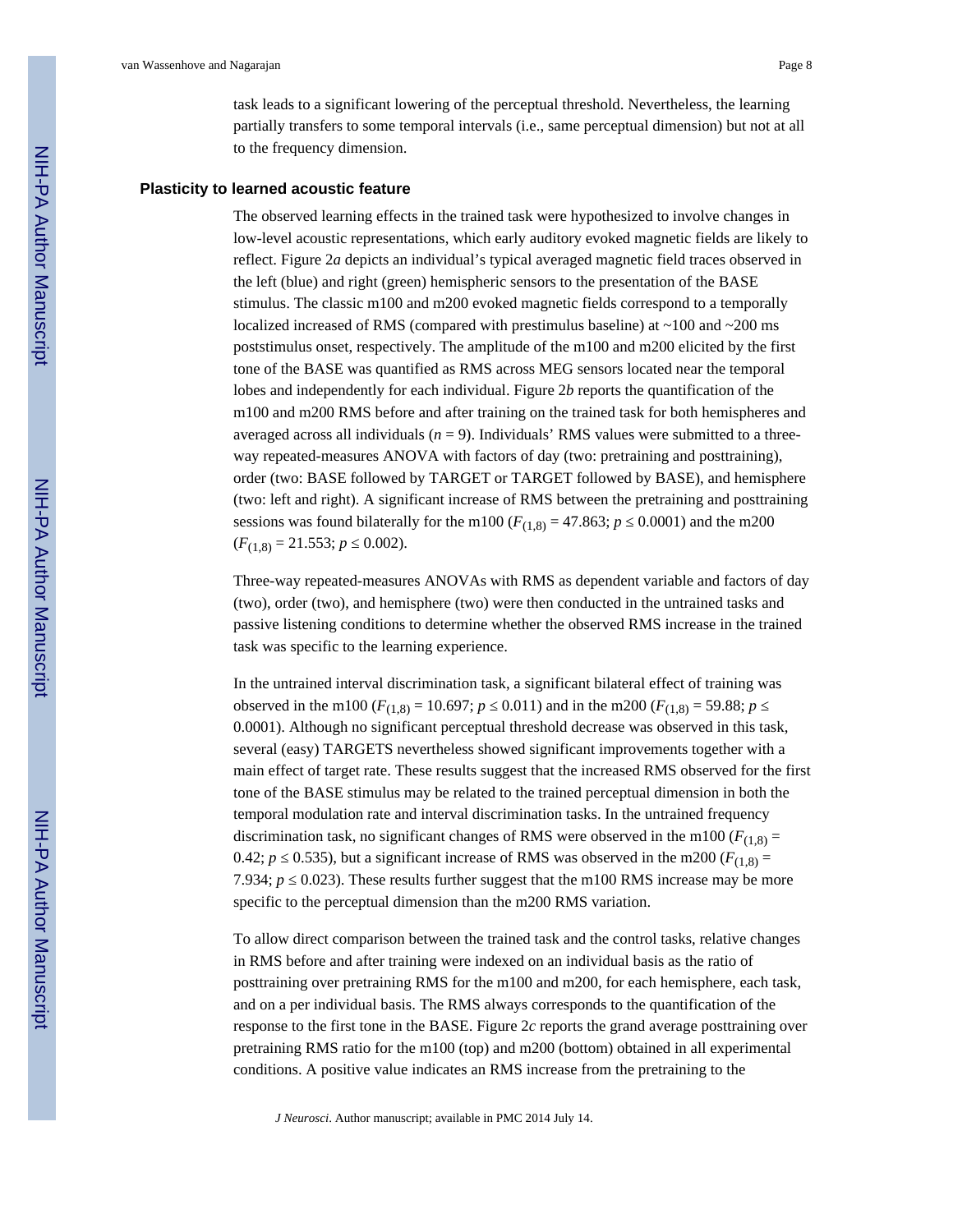task leads to a significant lowering of the perceptual threshold. Nevertheless, the learning partially transfers to some temporal intervals (i.e., same perceptual dimension) but not at all to the frequency dimension.

## Plasticity to learned acoustic feature

The observed learning effects in the trained task were hypothesized to involve changes in low-level acoustic representations, which early auditory evoked magnetic fields are likely to reflect. Figure 2*a* depicts an individual's typical averaged magnetic field traces observed in the left (blue) and right (green) hemispheric sensors to the presentation of the BASE stimulus. The classic m100 and m200 evoked magnetic fields correspond to a temporally localized increased of RMS (compared with prestimulus baseline) at ~100 and ~200 ms poststimulus onset, respectively. The amplitude of the m100 and m200 elicited by the first tone of the BASE was quantified as RMS across MEG sensors located near the temporal lobes and independently for each individual. Figure 2*b* reports the quantification of the m100 and m200 RMS before and after training on the trained task for both hemispheres and averaged across all individuals ($n = 9$). Individuals' RMS values were submitted to a three-way repeated-measures ANOVA with factors of day (two: pretraining and posttraining), order (two: BASE followed by TARGET or TARGET followed by BASE), and hemisphere (two: left and right). A significant increase of RMS between the pretraining and posttraining sessions was found bilaterally for the m100 ($F_{(1,8)} = 47.863$; $p \leq 0.0001$) and the m200 ($F_{(1,8)} = 21.553$; $p \leq 0.002$).

Three-way repeated-measures ANOVAs with RMS as dependent variable and factors of day (two), order (two), and hemisphere (two) were then conducted in the untrained tasks and passive listening conditions to determine whether the observed RMS increase in the trained task was specific to the learning experience.

In the untrained interval discrimination task, a significant bilateral effect of training was observed in the m100 ($F_{(1,8)} = 10.697$; $p \leq 0.011$) and in the m200 ($F_{(1,8)} = 59.88$; $p \leq 0.0001$). Although no significant perceptual threshold decrease was observed in this task, several (easy) TARGETS nevertheless showed significant improvements together with a main effect of target rate. These results suggest that the increased RMS observed for the first tone of the BASE stimulus may be related to the trained perceptual dimension in both the temporal modulation rate and interval discrimination tasks. In the untrained frequency discrimination task, no significant changes of RMS were observed in the m100 ($F_{(1,8)} = 0.42$; $p \leq 0.535$), but a significant increase of RMS was observed in the m200 ($F_{(1,8)} = 7.934$; $p \leq 0.023$). These results further suggest that the m100 RMS increase may be more specific to the perceptual dimension than the m200 RMS variation.

To allow direct comparison between the trained task and the control tasks, relative changes in RMS before and after training were indexed on an individual basis as the ratio of posttraining over pretraining RMS for the m100 and m200, for each hemisphere, each task, and on a per individual basis. The RMS always corresponds to the quantification of the response to the first tone in the BASE. Figure 2*c* reports the grand average posttraining over pretraining RMS ratio for the m100 (top) and m200 (bottom) obtained in all experimental conditions. A positive value indicates an RMS increase from the pretraining to the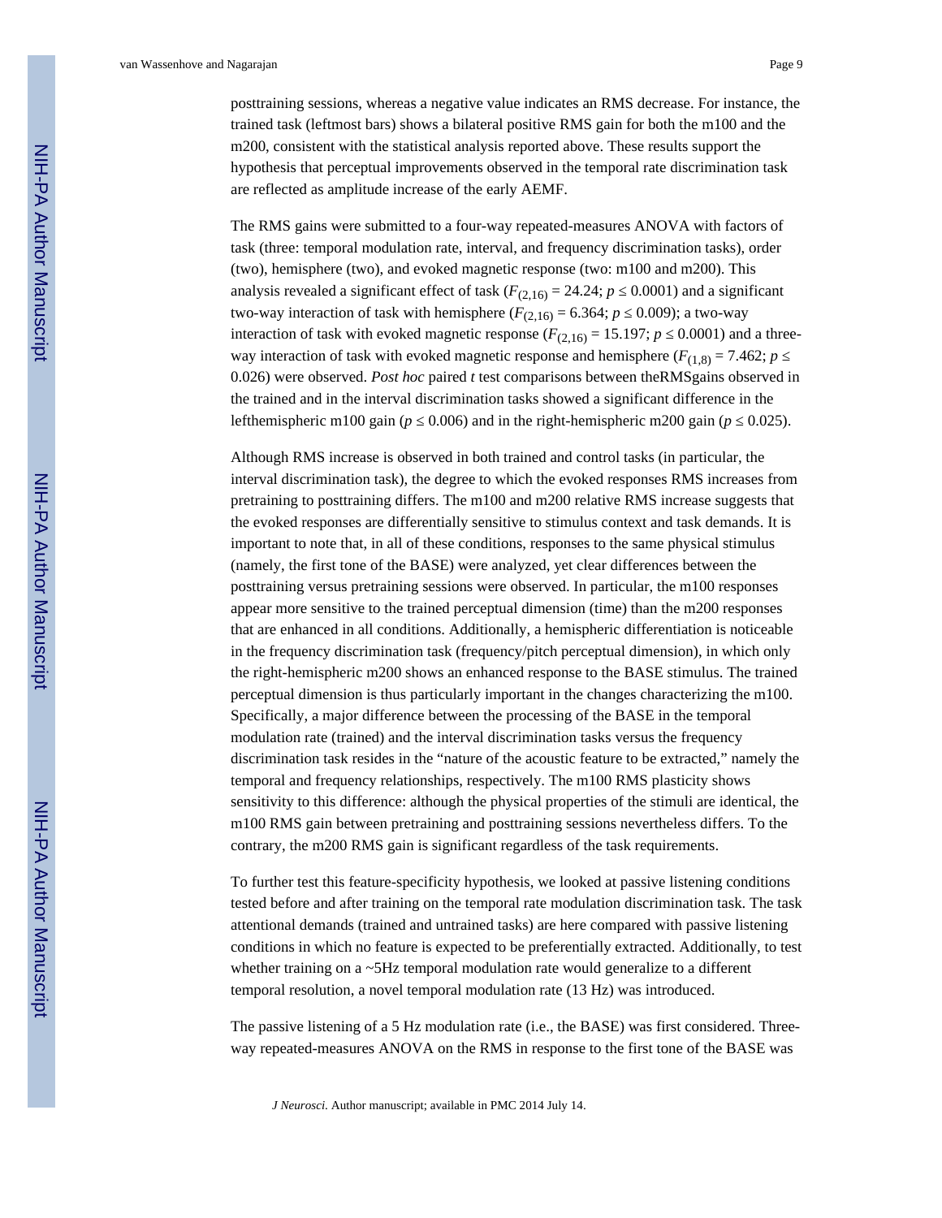posttraining sessions, whereas a negative value indicates an RMS decrease. For instance, the trained task (leftmost bars) shows a bilateral positive RMS gain for both the m100 and the m200, consistent with the statistical analysis reported above. These results support the hypothesis that perceptual improvements observed in the temporal rate discrimination task are reflected as amplitude increase of the early AEMF.

The RMS gains were submitted to a four-way repeated-measures ANOVA with factors of task (three: temporal modulation rate, interval, and frequency discrimination tasks), order (two), hemisphere (two), and evoked magnetic response (two: m100 and m200). This analysis revealed a significant effect of task ($F_{(2,16)} = 24.24$; $p \leq 0.0001$) and a significant two-way interaction of task with hemisphere ($F_{(2,16)} = 6.364$; $p \leq 0.009$); a two-way interaction of task with evoked magnetic response ($F_{(2,16)} = 15.197$; $p \leq 0.0001$) and a three-way interaction of task with evoked magnetic response and hemisphere ($F_{(1,8)} = 7.462$; $p \leq 0.026$) were observed. *Post hoc* paired *t* test comparisons between theRMSgains observed in the trained and in the interval discrimination tasks showed a significant difference in the lefthemispheric m100 gain ($p \leq 0.006$) and in the right-hemispheric m200 gain ($p \leq 0.025$).

Although RMS increase is observed in both trained and control tasks (in particular, the interval discrimination task), the degree to which the evoked responses RMS increases from pretraining to posttraining differs. The m100 and m200 relative RMS increase suggests that the evoked responses are differentially sensitive to stimulus context and task demands. It is important to note that, in all of these conditions, responses to the same physical stimulus (namely, the first tone of the BASE) were analyzed, yet clear differences between the posttraining versus pretraining sessions were observed. In particular, the m100 responses appear more sensitive to the trained perceptual dimension (time) than the m200 responses that are enhanced in all conditions. Additionally, a hemispheric differentiation is noticeable in the frequency discrimination task (frequency/pitch perceptual dimension), in which only the right-hemispheric m200 shows an enhanced response to the BASE stimulus. The trained perceptual dimension is thus particularly important in the changes characterizing the m100. Specifically, a major difference between the processing of the BASE in the temporal modulation rate (trained) and the interval discrimination tasks versus the frequency discrimination task resides in the "nature of the acoustic feature to be extracted," namely the temporal and frequency relationships, respectively. The m100 RMS plasticity shows sensitivity to this difference: although the physical properties of the stimuli are identical, the m100 RMS gain between pretraining and posttraining sessions nevertheless differs. To the contrary, the m200 RMS gain is significant regardless of the task requirements.

To further test this feature-specificity hypothesis, we looked at passive listening conditions tested before and after training on the temporal rate modulation discrimination task. The task attentional demands (trained and untrained tasks) are here compared with passive listening conditions in which no feature is expected to be preferentially extracted. Additionally, to test whether training on a ~5Hz temporal modulation rate would generalize to a different temporal resolution, a novel temporal modulation rate (13 Hz) was introduced.

The passive listening of a 5 Hz modulation rate (i.e., the BASE) was first considered. Three-way repeated-measures ANOVA on the RMS in response to the first tone of the BASE was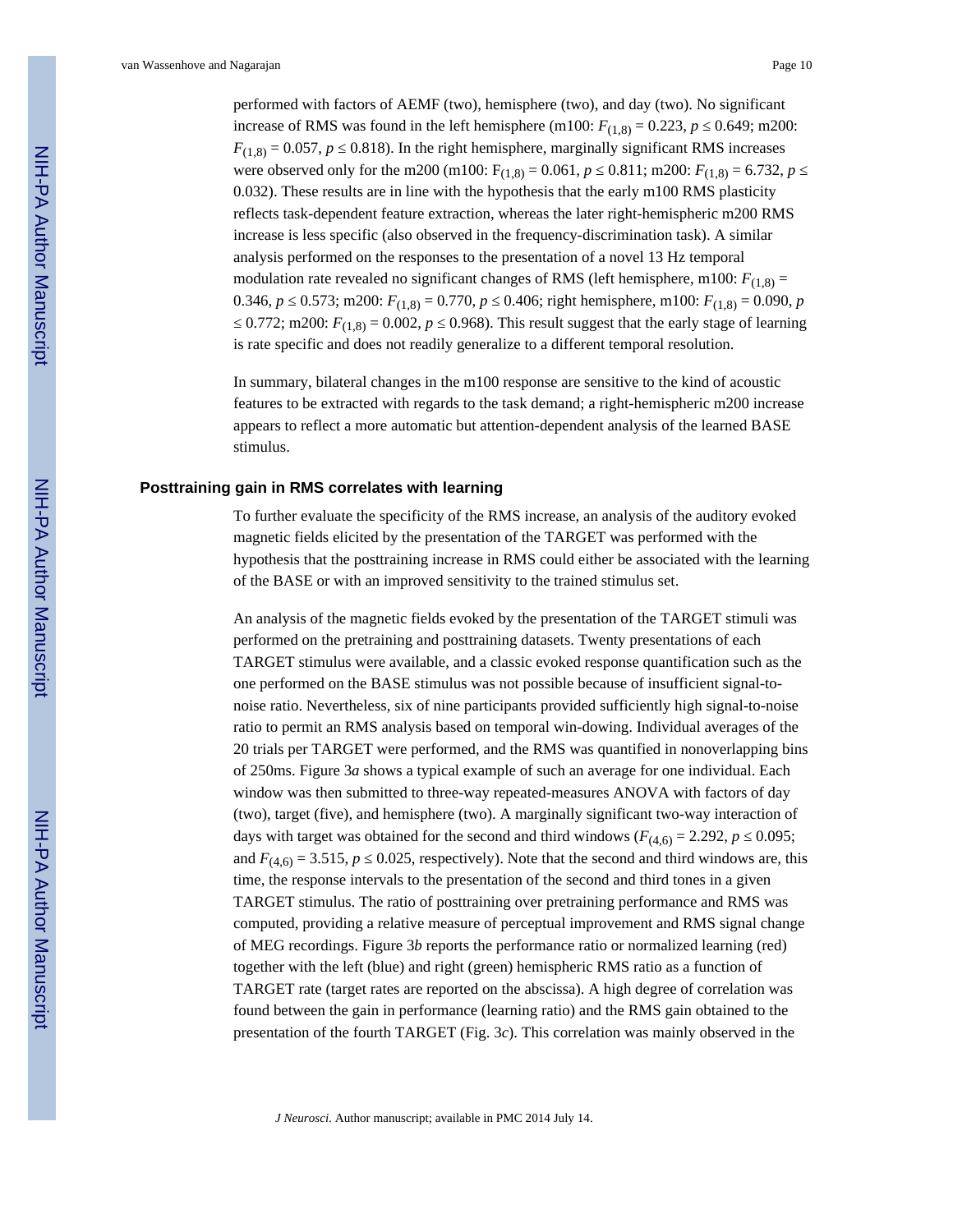performed with factors of AEMF (two), hemisphere (two), and day (two). No significant increase of RMS was found in the left hemisphere (m100: $F_{(1,8)} = 0.223$, $p \leq 0.649$; m200: $F_{(1,8)} = 0.057$, $p \leq 0.818$). In the right hemisphere, marginally significant RMS increases were observed only for the m200 (m100: $F_{(1,8)} = 0.061$, $p \leq 0.811$; m200: $F_{(1,8)} = 6.732$, $p \leq 0.032$). These results are in line with the hypothesis that the early m100 RMS plasticity reflects task-dependent feature extraction, whereas the later right-hemispheric m200 RMS increase is less specific (also observed in the frequency-discrimination task). A similar analysis performed on the responses to the presentation of a novel 13 Hz temporal modulation rate revealed no significant changes of RMS (left hemisphere, m100: $F_{(1,8)} = 0.346$, $p \leq 0.573$; m200: $F_{(1,8)} = 0.770$, $p \leq 0.406$; right hemisphere, m100: $F_{(1,8)} = 0.090$, $p \leq 0.772$; m200: $F_{(1,8)} = 0.002$, $p \leq 0.968$). This result suggest that the early stage of learning is rate specific and does not readily generalize to a different temporal resolution.

In summary, bilateral changes in the m100 response are sensitive to the kind of acoustic features to be extracted with regards to the task demand; a right-hemispheric m200 increase appears to reflect a more automatic but attention-dependent analysis of the learned BASE stimulus.

## Posttraining gain in RMS correlates with learning

To further evaluate the specificity of the RMS increase, an analysis of the auditory evoked magnetic fields elicited by the presentation of the TARGET was performed with the hypothesis that the posttraining increase in RMS could either be associated with the learning of the BASE or with an improved sensitivity to the trained stimulus set.

An analysis of the magnetic fields evoked by the presentation of the TARGET stimuli was performed on the pretraining and posttraining datasets. Twenty presentations of each TARGET stimulus were available, and a classic evoked response quantification such as the one performed on the BASE stimulus was not possible because of insufficient signal-to-noise ratio. Nevertheless, six of nine participants provided sufficiently high signal-to-noise ratio to permit an RMS analysis based on temporal win-dowing. Individual averages of the 20 trials per TARGET were performed, and the RMS was quantified in nonoverlapping bins of 250ms. Figure 3*a* shows a typical example of such an average for one individual. Each window was then submitted to three-way repeated-measures ANOVA with factors of day (two), target (five), and hemisphere (two). A marginally significant two-way interaction of days with target was obtained for the second and third windows ($F_{(4,6)} = 2.292$, $p \leq 0.095$; and $F_{(4,6)} = 3.515$, $p \leq 0.025$, respectively). Note that the second and third windows are, this time, the response intervals to the presentation of the second and third tones in a given TARGET stimulus. The ratio of posttraining over pretraining performance and RMS was computed, providing a relative measure of perceptual improvement and RMS signal change of MEG recordings. Figure 3*b* reports the performance ratio or normalized learning (red) together with the left (blue) and right (green) hemispheric RMS ratio as a function of TARGET rate (target rates are reported on the abscissa). A high degree of correlation was found between the gain in performance (learning ratio) and the RMS gain obtained to the presentation of the fourth TARGET (Fig. 3*c*). This correlation was mainly observed in the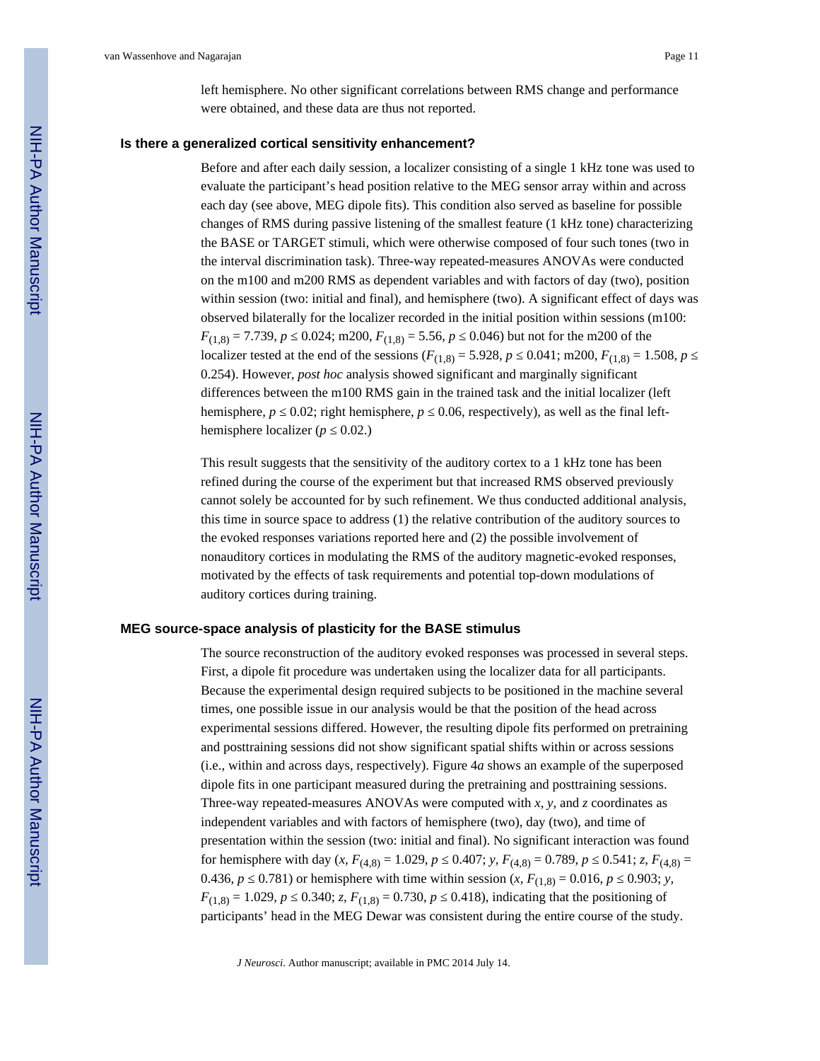left hemisphere. No other significant correlations between RMS change and performance were obtained, and these data are thus not reported.

### Is there a generalized cortical sensitivity enhancement?

Before and after each daily session, a localizer consisting of a single 1 kHz tone was used to evaluate the participant's head position relative to the MEG sensor array within and across each day (see above, MEG dipole fits). This condition also served as baseline for possible changes of RMS during passive listening of the smallest feature (1 kHz tone) characterizing the BASE or TARGET stimuli, which were otherwise composed of four such tones (two in the interval discrimination task). Three-way repeated-measures ANOVAs were conducted on the m100 and m200 RMS as dependent variables and with factors of day (two), position within session (two: initial and final), and hemisphere (two). A significant effect of days was observed bilaterally for the localizer recorded in the initial position within sessions (m100: $F_{(1,8)} = 7.739$, $p \leq 0.024$; m200, $F_{(1,8)} = 5.56$, $p \leq 0.046$) but not for the m200 of the localizer tested at the end of the sessions ($F_{(1,8)} = 5.928$, $p \leq 0.041$; m200, $F_{(1,8)} = 1.508$, $p \leq 0.254$). However, *post hoc* analysis showed significant and marginally significant differences between the m100 RMS gain in the trained task and the initial localizer (left hemisphere, $p \leq 0.02$; right hemisphere, $p \leq 0.06$, respectively), as well as the final left-hemisphere localizer ($p \leq 0.02$.)

This result suggests that the sensitivity of the auditory cortex to a 1 kHz tone has been refined during the course of the experiment but that increased RMS observed previously cannot solely be accounted for by such refinement. We thus conducted additional analysis, this time in source space to address (1) the relative contribution of the auditory sources to the evoked responses variations reported here and (2) the possible involvement of nonauditory cortices in modulating the RMS of the auditory magnetic-evoked responses, motivated by the effects of task requirements and potential top-down modulations of auditory cortices during training.

### MEG source-space analysis of plasticity for the BASE stimulus

The source reconstruction of the auditory evoked responses was processed in several steps. First, a dipole fit procedure was undertaken using the localizer data for all participants. Because the experimental design required subjects to be positioned in the machine several times, one possible issue in our analysis would be that the position of the head across experimental sessions differed. However, the resulting dipole fits performed on pretraining and posttraining sessions did not show significant spatial shifts within or across sessions (i.e., within and across days, respectively). Figure 4*a* shows an example of the superposed dipole fits in one participant measured during the pretraining and posttraining sessions. Three-way repeated-measures ANOVAs were computed with *x*, *y*, and *z* coordinates as independent variables and with factors of hemisphere (two), day (two), and time of presentation within the session (two: initial and final). No significant interaction was found for hemisphere with day (*x*, $F_{(4,8)} = 1.029$, $p \leq 0.407$; *y*, $F_{(4,8)} = 0.789$, $p \leq 0.541$; *z*, $F_{(4,8)} = 0.436$, $p \leq 0.781$) or hemisphere with time within session (*x*, $F_{(1,8)} = 0.016$, $p \leq 0.903$; *y*, $F_{(1,8)} = 1.029$, $p \leq 0.340$; *z*, $F_{(1,8)} = 0.730$, $p \leq 0.418$), indicating that the positioning of participants' head in the MEG Dewar was consistent during the entire course of the study.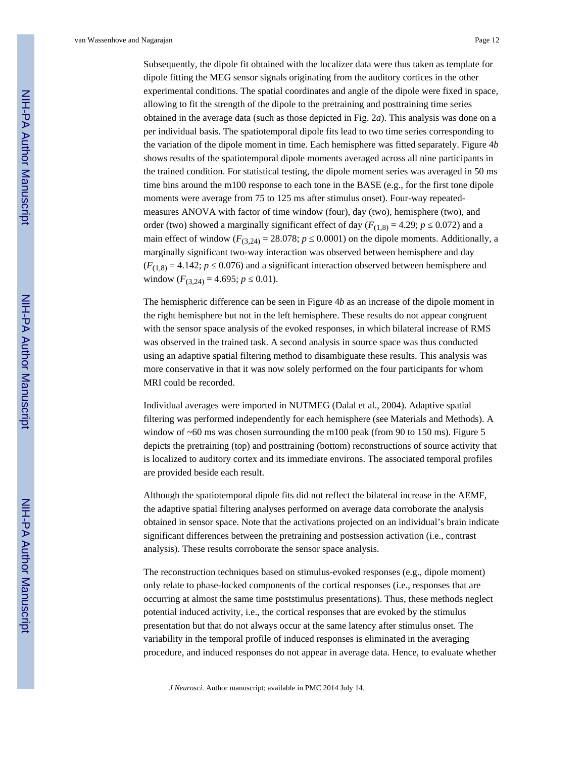Subsequently, the dipole fit obtained with the localizer data were thus taken as template for dipole fitting the MEG sensor signals originating from the auditory cortices in the other experimental conditions. The spatial coordinates and angle of the dipole were fixed in space, allowing to fit the strength of the dipole to the pretraining and posttraining time series obtained in the average data (such as those depicted in Fig. 2*a*). This analysis was done on a per individual basis. The spatiotemporal dipole fits lead to two time series corresponding to the variation of the dipole moment in time. Each hemisphere was fitted separately. Figure 4*b* shows results of the spatiotemporal dipole moments averaged across all nine participants in the trained condition. For statistical testing, the dipole moment series was averaged in 50 ms time bins around the m100 response to each tone in the BASE (e.g., for the first tone dipole moments were average from 75 to 125 ms after stimulus onset). Four-way repeated-measures ANOVA with factor of time window (four), day (two), hemisphere (two), and order (two) showed a marginally significant effect of day ($F_{(1,8)} = 4.29$; $p \leq 0.072$) and a main effect of window ($F_{(3,24)} = 28.078$; $p \leq 0.0001$) on the dipole moments. Additionally, a marginally significant two-way interaction was observed between hemisphere and day ($F_{(1,8)} = 4.142$; $p \leq 0.076$) and a significant interaction observed between hemisphere and window ($F_{(3,24)} = 4.695$; $p \leq 0.01$).

The hemispheric difference can be seen in Figure 4*b* as an increase of the dipole moment in the right hemisphere but not in the left hemisphere. These results do not appear congruent with the sensor space analysis of the evoked responses, in which bilateral increase of RMS was observed in the trained task. A second analysis in source space was thus conducted using an adaptive spatial filtering method to disambiguate these results. This analysis was more conservative in that it was now solely performed on the four participants for whom MRI could be recorded.

Individual averages were imported in NUTMEG (Dalal et al., 2004). Adaptive spatial filtering was performed independently for each hemisphere (see Materials and Methods). A window of ~60 ms was chosen surrounding the m100 peak (from 90 to 150 ms). Figure 5 depicts the pretraining (top) and posttraining (bottom) reconstructions of source activity that is localized to auditory cortex and its immediate environs. The associated temporal profiles are provided beside each result.

Although the spatiotemporal dipole fits did not reflect the bilateral increase in the AEMF, the adaptive spatial filtering analyses performed on average data corroborate the analysis obtained in sensor space. Note that the activations projected on an individual's brain indicate significant differences between the pretraining and postsession activation (i.e., contrast analysis). These results corroborate the sensor space analysis.

The reconstruction techniques based on stimulus-evoked responses (e.g., dipole moment) only relate to phase-locked components of the cortical responses (i.e., responses that are occurring at almost the same time poststimulus presentations). Thus, these methods neglect potential induced activity, i.e., the cortical responses that are evoked by the stimulus presentation but that do not always occur at the same latency after stimulus onset. The variability in the temporal profile of induced responses is eliminated in the averaging procedure, and induced responses do not appear in average data. Hence, to evaluate whether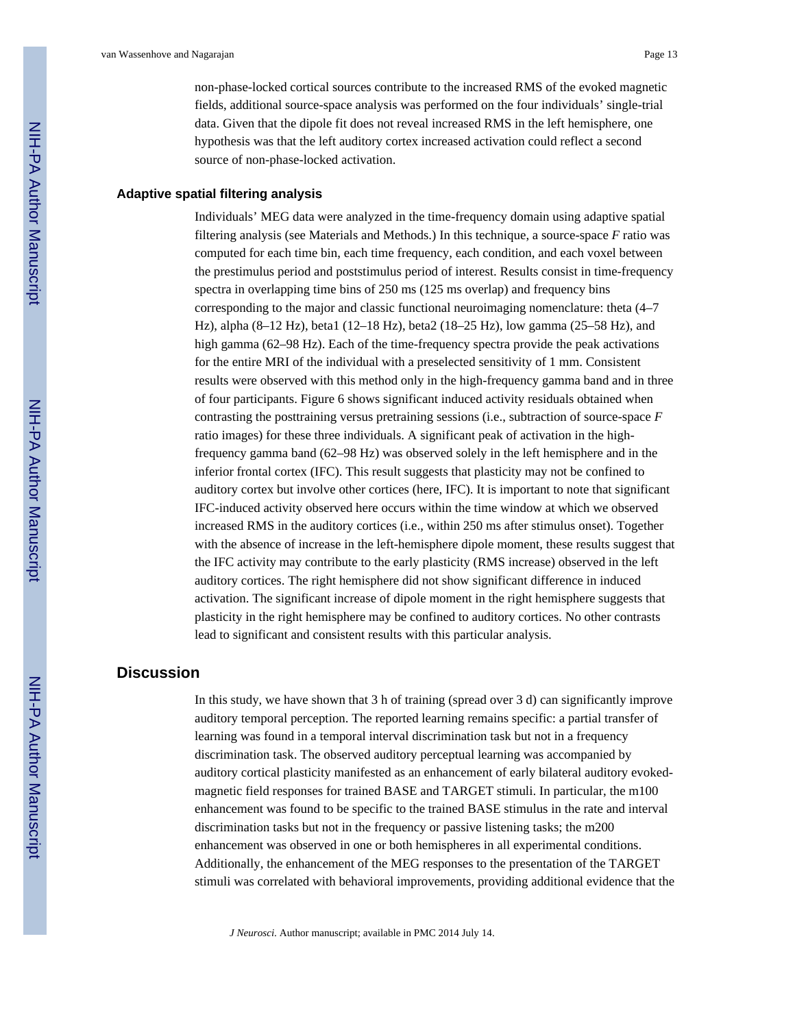non-phase-locked cortical sources contribute to the increased RMS of the evoked magnetic fields, additional source-space analysis was performed on the four individuals' single-trial data. Given that the dipole fit does not reveal increased RMS in the left hemisphere, one hypothesis was that the left auditory cortex increased activation could reflect a second source of non-phase-locked activation.

### Adaptive spatial filtering analysis

Individuals' MEG data were analyzed in the time-frequency domain using adaptive spatial filtering analysis (see Materials and Methods.) In this technique, a source-space $F$ ratio was computed for each time bin, each time frequency, each condition, and each voxel between the prestimulus period and poststimulus period of interest. Results consist in time-frequency spectra in overlapping time bins of 250 ms (125 ms overlap) and frequency bins corresponding to the major and classic functional neuroimaging nomenclature: theta (4–7 Hz), alpha (8–12 Hz), beta1 (12–18 Hz), beta2 (18–25 Hz), low gamma (25–58 Hz), and high gamma (62–98 Hz). Each of the time-frequency spectra provide the peak activations for the entire MRI of the individual with a preselected sensitivity of 1 mm. Consistent results were observed with this method only in the high-frequency gamma band and in three of four participants. Figure 6 shows significant induced activity residuals obtained when contrasting the posttraining versus pretraining sessions (i.e., subtraction of source-space $F$ ratio images) for these three individuals. A significant peak of activation in the high-frequency gamma band (62–98 Hz) was observed solely in the left hemisphere and in the inferior frontal cortex (IFC). This result suggests that plasticity may not be confined to auditory cortex but involve other cortices (here, IFC). It is important to note that significant IFC-induced activity observed here occurs within the time window at which we observed increased RMS in the auditory cortices (i.e., within 250 ms after stimulus onset). Together with the absence of increase in the left-hemisphere dipole moment, these results suggest that the IFC activity may contribute to the early plasticity (RMS increase) observed in the left auditory cortices. The right hemisphere did not show significant difference in induced activation. The significant increase of dipole moment in the right hemisphere suggests that plasticity in the right hemisphere may be confined to auditory cortices. No other contrasts lead to significant and consistent results with this particular analysis.

## Discussion

In this study, we have shown that 3 h of training (spread over 3 d) can significantly improve auditory temporal perception. The reported learning remains specific: a partial transfer of learning was found in a temporal interval discrimination task but not in a frequency discrimination task. The observed auditory perceptual learning was accompanied by auditory cortical plasticity manifested as an enhancement of early bilateral auditory evoked-magnetic field responses for trained BASE and TARGET stimuli. In particular, the m100 enhancement was found to be specific to the trained BASE stimulus in the rate and interval discrimination tasks but not in the frequency or passive listening tasks; the m200 enhancement was observed in one or both hemispheres in all experimental conditions. Additionally, the enhancement of the MEG responses to the presentation of the TARGET stimuli was correlated with behavioral improvements, providing additional evidence that the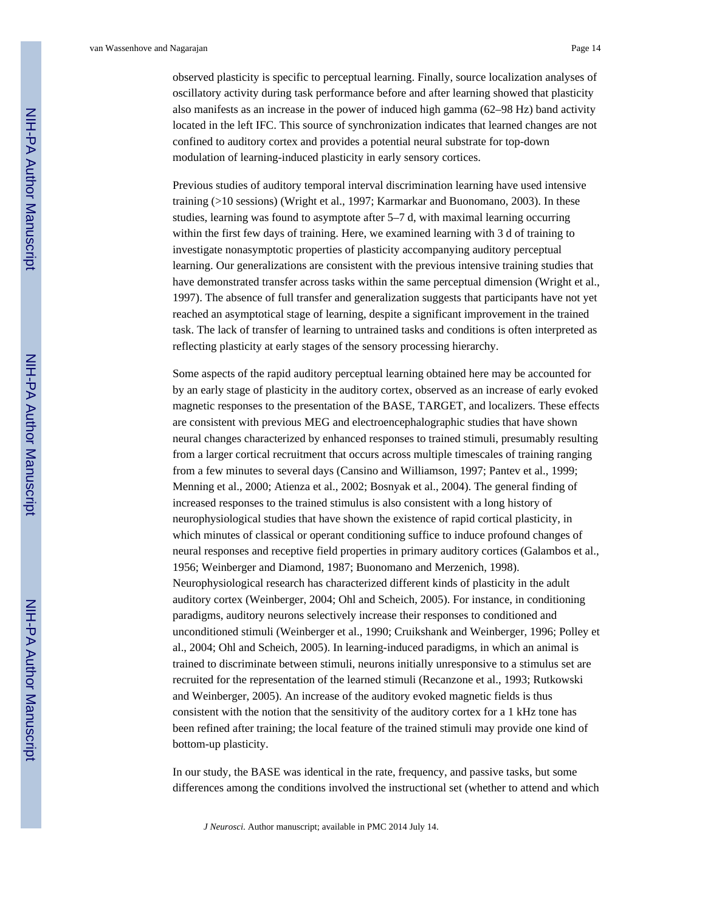observed plasticity is specific to perceptual learning. Finally, source localization analyses of oscillatory activity during task performance before and after learning showed that plasticity also manifests as an increase in the power of induced high gamma (62–98 Hz) band activity located in the left IFC. This source of synchronization indicates that learned changes are not confined to auditory cortex and provides a potential neural substrate for top-down modulation of learning-induced plasticity in early sensory cortices.

Previous studies of auditory temporal interval discrimination learning have used intensive training (>10 sessions) (Wright et al., 1997; Karmarkar and Buonomano, 2003). In these studies, learning was found to asymptote after 5–7 d, with maximal learning occurring within the first few days of training. Here, we examined learning with 3 d of training to investigate nonasymptotic properties of plasticity accompanying auditory perceptual learning. Our generalizations are consistent with the previous intensive training studies that have demonstrated transfer across tasks within the same perceptual dimension (Wright et al., 1997). The absence of full transfer and generalization suggests that participants have not yet reached an asymptotical stage of learning, despite a significant improvement in the trained task. The lack of transfer of learning to untrained tasks and conditions is often interpreted as reflecting plasticity at early stages of the sensory processing hierarchy.

Some aspects of the rapid auditory perceptual learning obtained here may be accounted for by an early stage of plasticity in the auditory cortex, observed as an increase of early evoked magnetic responses to the presentation of the BASE, TARGET, and localizers. These effects are consistent with previous MEG and electroencephalographic studies that have shown neural changes characterized by enhanced responses to trained stimuli, presumably resulting from a larger cortical recruitment that occurs across multiple timescales of training ranging from a few minutes to several days (Cansino and Williamson, 1997; Pantev et al., 1999; Menning et al., 2000; Atienza et al., 2002; Bosnyak et al., 2004). The general finding of increased responses to the trained stimulus is also consistent with a long history of neurophysiological studies that have shown the existence of rapid cortical plasticity, in which minutes of classical or operant conditioning suffice to induce profound changes of neural responses and receptive field properties in primary auditory cortices (Galambos et al., 1956; Weinberger and Diamond, 1987; Buonomano and Merzenich, 1998). Neurophysiological research has characterized different kinds of plasticity in the adult auditory cortex (Weinberger, 2004; Ohl and Scheich, 2005). For instance, in conditioning paradigms, auditory neurons selectively increase their responses to conditioned and unconditioned stimuli (Weinberger et al., 1990; Cruikshank and Weinberger, 1996; Polley et al., 2004; Ohl and Scheich, 2005). In learning-induced paradigms, in which an animal is trained to discriminate between stimuli, neurons initially unresponsive to a stimulus set are recruited for the representation of the learned stimuli (Recanzone et al., 1993; Rutkowski and Weinberger, 2005). An increase of the auditory evoked magnetic fields is thus consistent with the notion that the sensitivity of the auditory cortex for a 1 kHz tone has been refined after training; the local feature of the trained stimuli may provide one kind of bottom-up plasticity.

In our study, the BASE was identical in the rate, frequency, and passive tasks, but some differences among the conditions involved the instructional set (whether to attend and which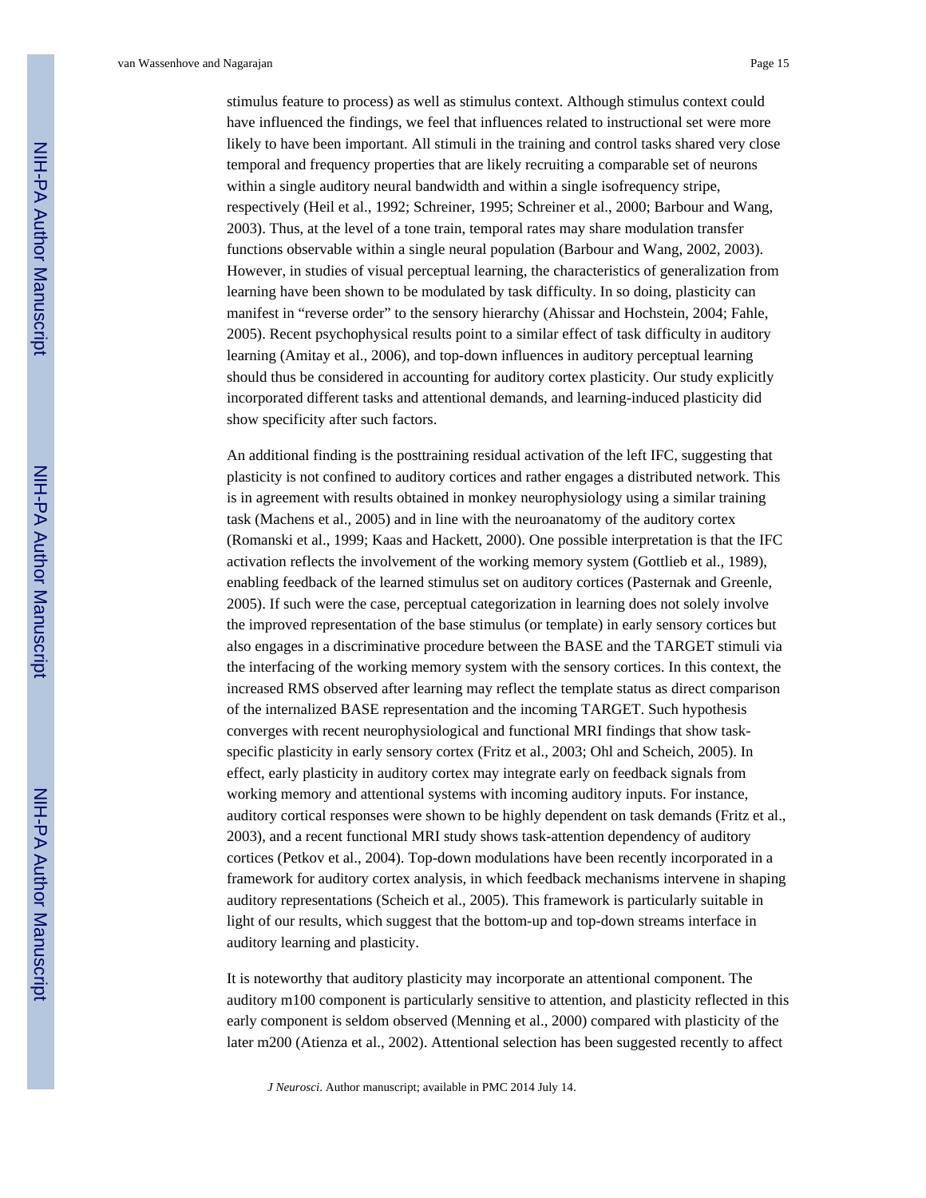stimulus feature to process) as well as stimulus context. Although stimulus context could have influenced the findings, we feel that influences related to instructional set were more likely to have been important. All stimuli in the training and control tasks shared very close temporal and frequency properties that are likely recruiting a comparable set of neurons within a single auditory neural bandwidth and within a single isofrequency stripe, respectively (Heil et al., 1992; Schreiner, 1995; Schreiner et al., 2000; Barbour and Wang, 2003). Thus, at the level of a tone train, temporal rates may share modulation transfer functions observable within a single neural population (Barbour and Wang, 2002, 2003). However, in studies of visual perceptual learning, the characteristics of generalization from learning have been shown to be modulated by task difficulty. In so doing, plasticity can manifest in "reverse order" to the sensory hierarchy (Ahissar and Hochstein, 2004; Fahle, 2005). Recent psychophysical results point to a similar effect of task difficulty in auditory learning (Amitay et al., 2006), and top-down influences in auditory perceptual learning should thus be considered in accounting for auditory cortex plasticity. Our study explicitly incorporated different tasks and attentional demands, and learning-induced plasticity did show specificity after such factors.

An additional finding is the posttraining residual activation of the left IFC, suggesting that plasticity is not confined to auditory cortices and rather engages a distributed network. This is in agreement with results obtained in monkey neurophysiology using a similar training task (Machens et al., 2005) and in line with the neuroanatomy of the auditory cortex (Romanski et al., 1999; Kaas and Hackett, 2000). One possible interpretation is that the IFC activation reflects the involvement of the working memory system (Gottlieb et al., 1989), enabling feedback of the learned stimulus set on auditory cortices (Pasternak and Greenle, 2005). If such were the case, perceptual categorization in learning does not solely involve the improved representation of the base stimulus (or template) in early sensory cortices but also engages in a discriminative procedure between the BASE and the TARGET stimuli via the interfacing of the working memory system with the sensory cortices. In this context, the increased RMS observed after learning may reflect the template status as direct comparison of the internalized BASE representation and the incoming TARGET. Such hypothesis converges with recent neurophysiological and functional MRI findings that show task-specific plasticity in early sensory cortex (Fritz et al., 2003; Ohl and Scheich, 2005). In effect, early plasticity in auditory cortex may integrate early on feedback signals from working memory and attentional systems with incoming auditory inputs. For instance, auditory cortical responses were shown to be highly dependent on task demands (Fritz et al., 2003), and a recent functional MRI study shows task-attention dependency of auditory cortices (Petkov et al., 2004). Top-down modulations have been recently incorporated in a framework for auditory cortex analysis, in which feedback mechanisms intervene in shaping auditory representations (Scheich et al., 2005). This framework is particularly suitable in light of our results, which suggest that the bottom-up and top-down streams interface in auditory learning and plasticity.

It is noteworthy that auditory plasticity may incorporate an attentional component. The auditory m100 component is particularly sensitive to attention, and plasticity reflected in this early component is seldom observed (Menning et al., 2000) compared with plasticity of the later m200 (Atienza et al., 2002). Attentional selection has been suggested recently to affect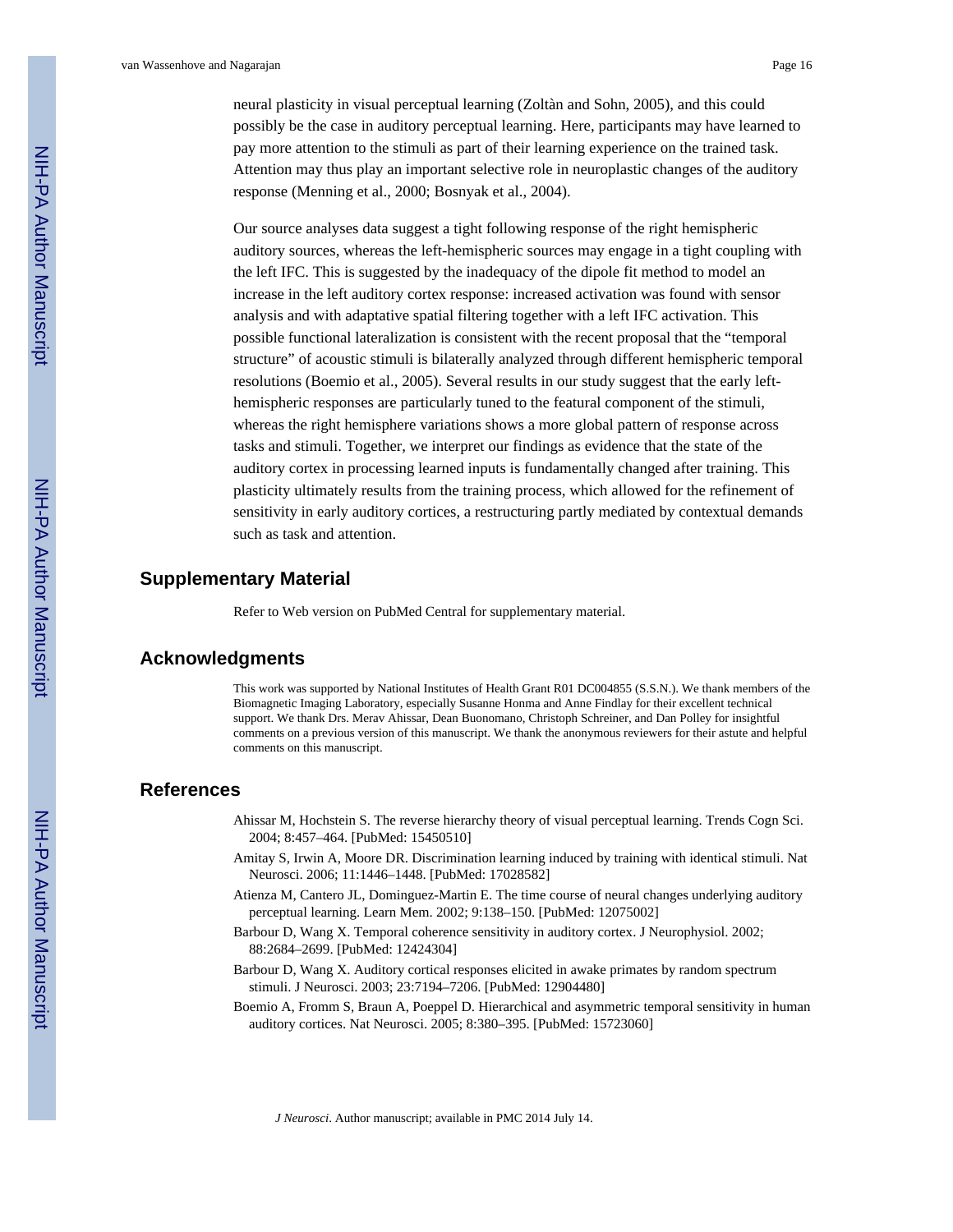neural plasticity in visual perceptual learning (Zoltàn and Sohn, 2005), and this could possibly be the case in auditory perceptual learning. Here, participants may have learned to pay more attention to the stimuli as part of their learning experience on the trained task. Attention may thus play an important selective role in neuroplastic changes of the auditory response (Menning et al., 2000; Bosnyak et al., 2004).

Our source analyses data suggest a tight following response of the right hemispheric auditory sources, whereas the left-hemispheric sources may engage in a tight coupling with the left IFC. This is suggested by the inadequacy of the dipole fit method to model an increase in the left auditory cortex response: increased activation was found with sensor analysis and with adaptative spatial filtering together with a left IFC activation. This possible functional lateralization is consistent with the recent proposal that the "temporal structure" of acoustic stimuli is bilaterally analyzed through different hemispheric temporal resolutions (Boemio et al., 2005). Several results in our study suggest that the early left-hemispheric responses are particularly tuned to the featural component of the stimuli, whereas the right hemisphere variations shows a more global pattern of response across tasks and stimuli. Together, we interpret our findings as evidence that the state of the auditory cortex in processing learned inputs is fundamentally changed after training. This plasticity ultimately results from the training process, which allowed for the refinement of sensitivity in early auditory cortices, a restructuring partly mediated by contextual demands such as task and attention.

## Supplementary Material

Refer to Web version on PubMed Central for supplementary material.

## Acknowledgments

This work was supported by National Institutes of Health Grant R01 DC004855 (S.S.N.). We thank members of the Biomagnetic Imaging Laboratory, especially Susanne Honma and Anne Findlay for their excellent technical support. We thank Drs. Merav Ahissar, Dean Buonomano, Christoph Schreiner, and Dan Polley for insightful comments on a previous version of this manuscript. We thank the anonymous reviewers for their astute and helpful comments on this manuscript.

## References

Ahissar M, Hochstein S. The reverse hierarchy theory of visual perceptual learning. Trends Cogn Sci. 2004; 8:457–464. [PubMed: 15450510]

Amitay S, Irwin A, Moore DR. Discrimination learning induced by training with identical stimuli. Nat Neurosci. 2006; 11:1446–1448. [PubMed: 17028582]

Atienza M, Cantero JL, Dominguez-Martin E. The time course of neural changes underlying auditory perceptual learning. Learn Mem. 2002; 9:138–150. [PubMed: 12075002]

Barbour D, Wang X. Temporal coherence sensitivity in auditory cortex. J Neurophysiol. 2002; 88:2684–2699. [PubMed: 12424304]

Barbour D, Wang X. Auditory cortical responses elicited in awake primates by random spectrum stimuli. J Neurosci. 2003; 23:7194–7206. [PubMed: 12904480]

Boemio A, Fromm S, Braun A, Poeppel D. Hierarchical and asymmetric temporal sensitivity in human auditory cortices. Nat Neurosci. 2005; 8:380–395. [PubMed: 15723060]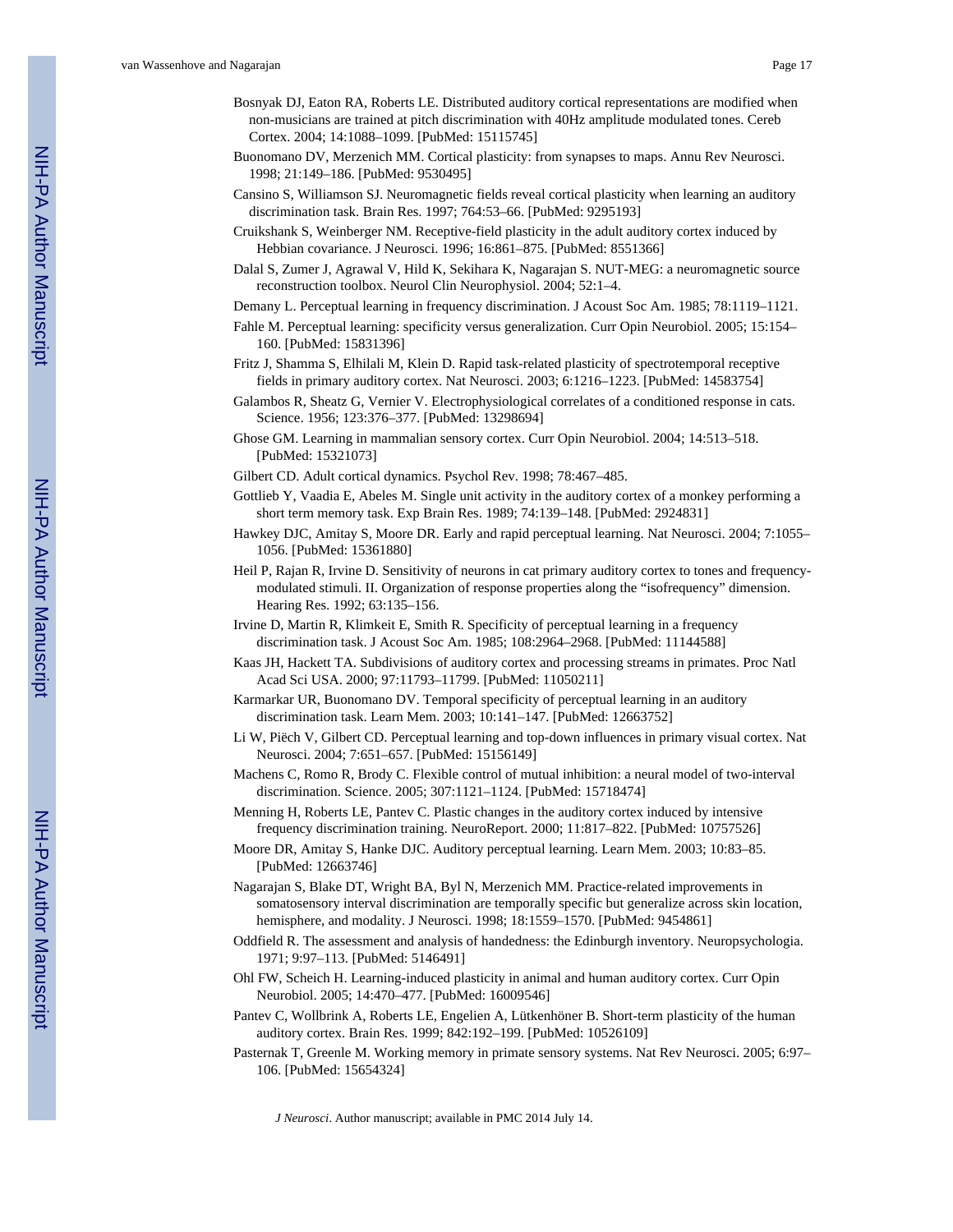Bosnyak DJ, Eaton RA, Roberts LE. Distributed auditory cortical representations are modified when non-musicians are trained at pitch discrimination with 40Hz amplitude modulated tones. Cereb Cortex. 2004; 14:1088–1099. [PubMed: 15115745]

Buonomano DV, Merzenich MM. Cortical plasticity: from synapses to maps. Annu Rev Neurosci. 1998; 21:149–186. [PubMed: 9530495]

Cansino S, Williamson SJ. Neuromagnetic fields reveal cortical plasticity when learning an auditory discrimination task. Brain Res. 1997; 764:53–66. [PubMed: 9295193]

Cruikshank S, Weinberger NM. Receptive-field plasticity in the adult auditory cortex induced by Hebbian covariance. J Neurosci. 1996; 16:861–875. [PubMed: 8551366]

Dalal S, Zumer J, Agrawal V, Hild K, Sekihara K, Nagarajan S. NUT-MEG: a neuromagnetic source reconstruction toolbox. Neurol Clin Neurophysiol. 2004; 52:1–4.

Demany L. Perceptual learning in frequency discrimination. J Acoust Soc Am. 1985; 78:1119–1121.

Fahle M. Perceptual learning: specificity versus generalization. Curr Opin Neurobiol. 2005; 15:154–160. [PubMed: 15831396]

Fritz J, Shamma S, Elhilali M, Klein D. Rapid task-related plasticity of spectrotemporal receptive fields in primary auditory cortex. Nat Neurosci. 2003; 6:1216–1223. [PubMed: 14583754]

Galambos R, Sheatz G, Vernier V. Electrophysiological correlates of a conditioned response in cats. Science. 1956; 123:376–377. [PubMed: 13298694]

Ghose GM. Learning in mammalian sensory cortex. Curr Opin Neurobiol. 2004; 14:513–518. [PubMed: 15321073]

Gilbert CD. Adult cortical dynamics. Psychol Rev. 1998; 78:467–485.

Gottlieb Y, Vaadia E, Abeles M. Single unit activity in the auditory cortex of a monkey performing a short term memory task. Exp Brain Res. 1989; 74:139–148. [PubMed: 2924831]

Hawkey DJC, Amitay S, Moore DR. Early and rapid perceptual learning. Nat Neurosci. 2004; 7:1055–1056. [PubMed: 15361880]

Heil P, Rajan R, Irvine D. Sensitivity of neurons in cat primary auditory cortex to tones and frequency-modulated stimuli. II. Organization of response properties along the "isofrequency" dimension. Hearing Res. 1992; 63:135–156.

Irvine D, Martin R, Klimkeit E, Smith R. Specificity of perceptual learning in a frequency discrimination task. J Acoust Soc Am. 1985; 108:2964–2968. [PubMed: 11144588]

Kaas JH, Hackett TA. Subdivisions of auditory cortex and processing streams in primates. Proc Natl Acad Sci USA. 2000; 97:11793–11799. [PubMed: 11050211]

Karmarkar UR, Buonomano DV. Temporal specificity of perceptual learning in an auditory discrimination task. Learn Mem. 2003; 10:141–147. [PubMed: 12663752]

Li W, Piëch V, Gilbert CD. Perceptual learning and top-down influences in primary visual cortex. Nat Neurosci. 2004; 7:651–657. [PubMed: 15156149]

Machens C, Romo R, Brody C. Flexible control of mutual inhibition: a neural model of two-interval discrimination. Science. 2005; 307:1121–1124. [PubMed: 15718474]

Menning H, Roberts LE, Pantev C. Plastic changes in the auditory cortex induced by intensive frequency discrimination training. NeuroReport. 2000; 11:817–822. [PubMed: 10757526]

Moore DR, Amitay S, Hanke DJC. Auditory perceptual learning. Learn Mem. 2003; 10:83–85. [PubMed: 12663746]

Nagarajan S, Blake DT, Wright BA, Byl N, Merzenich MM. Practice-related improvements in somatosensory interval discrimination are temporally specific but generalize across skin location, hemisphere, and modality. J Neurosci. 1998; 18:1559–1570. [PubMed: 9454861]

Oddfield R. The assessment and analysis of handedness: the Edinburgh inventory. Neuropsychologia. 1971; 9:97–113. [PubMed: 5146491]

Ohl FW, Scheich H. Learning-induced plasticity in animal and human auditory cortex. Curr Opin Neurobiol. 2005; 14:470–477. [PubMed: 16009546]

Pantev C, Wollbrink A, Roberts LE, Engelien A, Lütkenhöner B. Short-term plasticity of the human auditory cortex. Brain Res. 1999; 842:192–199. [PubMed: 10526109]

Pasternak T, Greenle M. Working memory in primate sensory systems. Nat Rev Neurosci. 2005; 6:97–106. [PubMed: 15654324]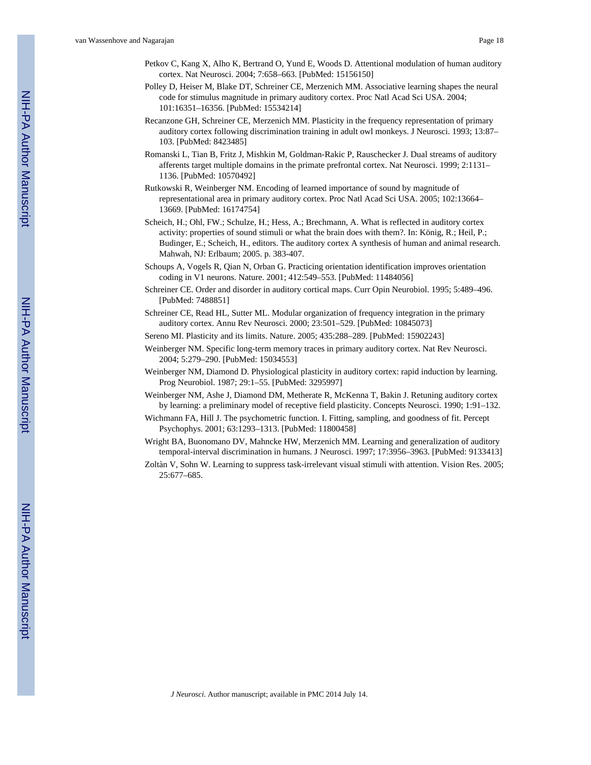Petkov C, Kang X, Alho K, Bertrand O, Yund E, Woods D. Attentional modulation of human auditory cortex. Nat Neurosci. 2004; 7:658–663. [PubMed: 15156150]

Polley D, Heiser M, Blake DT, Schreiner CE, Merzenich MM. Associative learning shapes the neural code for stimulus magnitude in primary auditory cortex. Proc Natl Acad Sci USA. 2004; 101:16351–16356. [PubMed: 15534214]

Recanzone GH, Schreiner CE, Merzenich MM. Plasticity in the frequency representation of primary auditory cortex following discrimination training in adult owl monkeys. J Neurosci. 1993; 13:87–103. [PubMed: 8423485]

Romanski L, Tian B, Fritz J, Mishkin M, Goldman-Rakic P, Rauschecker J. Dual streams of auditory afferents target multiple domains in the primate prefrontal cortex. Nat Neurosci. 1999; 2:1131–1136. [PubMed: 10570492]

Rutkowski R, Weinberger NM. Encoding of learned importance of sound by magnitude of representational area in primary auditory cortex. Proc Natl Acad Sci USA. 2005; 102:13664–13669. [PubMed: 16174754]

Scheich, H.; Ohl, FW.; Schulze, H.; Hess, A.; Brechmann, A. What is reflected in auditory cortex activity: properties of sound stimuli or what the brain does with them?. In: König, R.; Heil, P.; Budinger, E.; Scheich, H., editors. The auditory cortex A synthesis of human and animal research. Mahwah, NJ: Erlbaum; 2005. p. 383-407.

Schoups A, Vogels R, Qian N, Orban G. Practicing orientation identification improves orientation coding in V1 neurons. Nature. 2001; 412:549–553. [PubMed: 11484056]

Schreiner CE. Order and disorder in auditory cortical maps. Curr Opin Neurobiol. 1995; 5:489–496. [PubMed: 7488851]

Schreiner CE, Read HL, Sutter ML. Modular organization of frequency integration in the primary auditory cortex. Annu Rev Neurosci. 2000; 23:501–529. [PubMed: 10845073]

Sereno MI. Plasticity and its limits. Nature. 2005; 435:288–289. [PubMed: 15902243]

Weinberger NM. Specific long-term memory traces in primary auditory cortex. Nat Rev Neurosci. 2004; 5:279–290. [PubMed: 15034553]

Weinberger NM, Diamond D. Physiological plasticity in auditory cortex: rapid induction by learning. Prog Neurobiol. 1987; 29:1–55. [PubMed: 3295997]

Weinberger NM, Ashe J, Diamond DM, Metherate R, McKenna T, Bakin J. Retuning auditory cortex by learning: a preliminary model of receptive field plasticity. Concepts Neurosci. 1990; 1:91–132.

Wichmann FA, Hill J. The psychometric function. I. Fitting, sampling, and goodness of fit. Percept Psychophys. 2001; 63:1293–1313. [PubMed: 11800458]

Wright BA, Buonomano DV, Mahncke HW, Merzenich MM. Learning and generalization of auditory temporal-interval discrimination in humans. J Neurosci. 1997; 17:3956–3963. [PubMed: 9133413]

Zoltàn V, Sohn W. Learning to suppress task-irrelevant visual stimuli with attention. Vision Res. 2005; 25:677–685.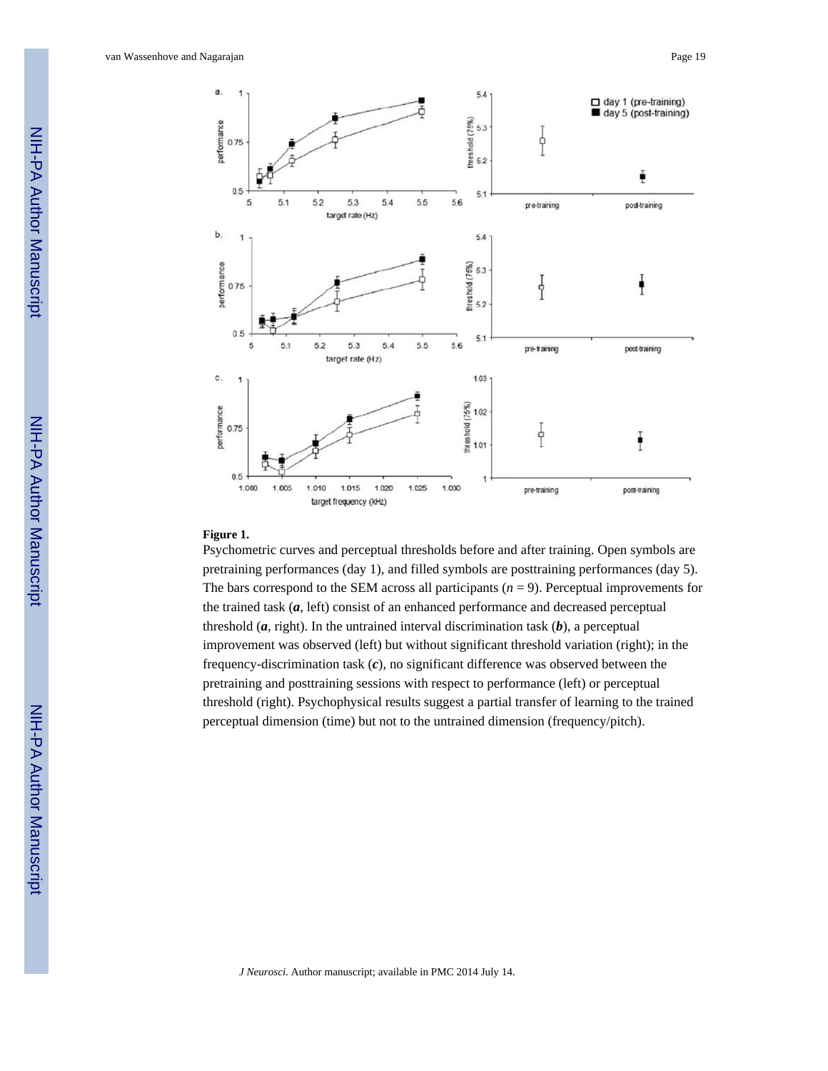**Figure 1.**

Psychometric curves and perceptual thresholds before and after training. Open symbols are pretraining performances (day 1), and filled symbols are posttraining performances (day 5). The bars correspond to the SEM across all participants ($n = 9$). Perceptual improvements for the trained task (***a***, left) consist of an enhanced performance and decreased perceptual threshold (***a***, right). In the untrained interval discrimination task (***b***), a perceptual improvement was observed (left) but without significant threshold variation (right); in the frequency-discrimination task (***c***), no significant difference was observed between the pretraining and posttraining sessions with respect to performance (left) or perceptual threshold (right). Psychophysical results suggest a partial transfer of learning to the trained perceptual dimension (time) but not to the untrained dimension (frequency/pitch).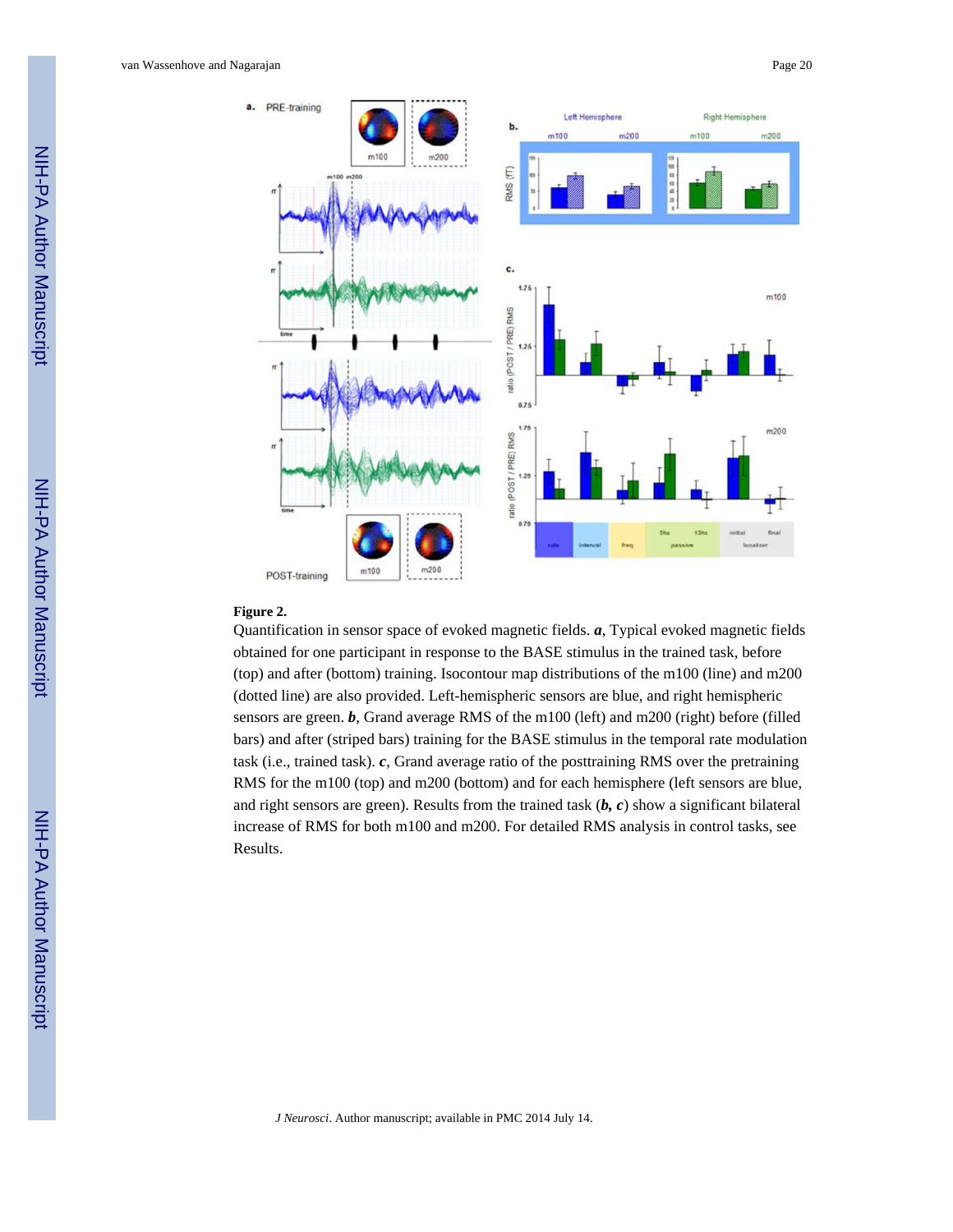**Figure 2.**

Quantification in sensor space of evoked magnetic fields. ***a***, Typical evoked magnetic fields obtained for one participant in response to the BASE stimulus in the trained task, before (top) and after (bottom) training. Isocontour map distributions of the m100 (line) and m200 (dotted line) are also provided. Left-hemispheric sensors are blue, and right hemispheric sensors are green. ***b***, Grand average RMS of the m100 (left) and m200 (right) before (filled bars) and after (striped bars) training for the BASE stimulus in the temporal rate modulation task (i.e., trained task). ***c***, Grand average ratio of the posttraining RMS over the pretraining RMS for the m100 (top) and m200 (bottom) and for each hemisphere (left sensors are blue, and right sensors are green). Results from the trained task (***b, c***) show a significant bilateral increase of RMS for both m100 and m200. For detailed RMS analysis in control tasks, see Results.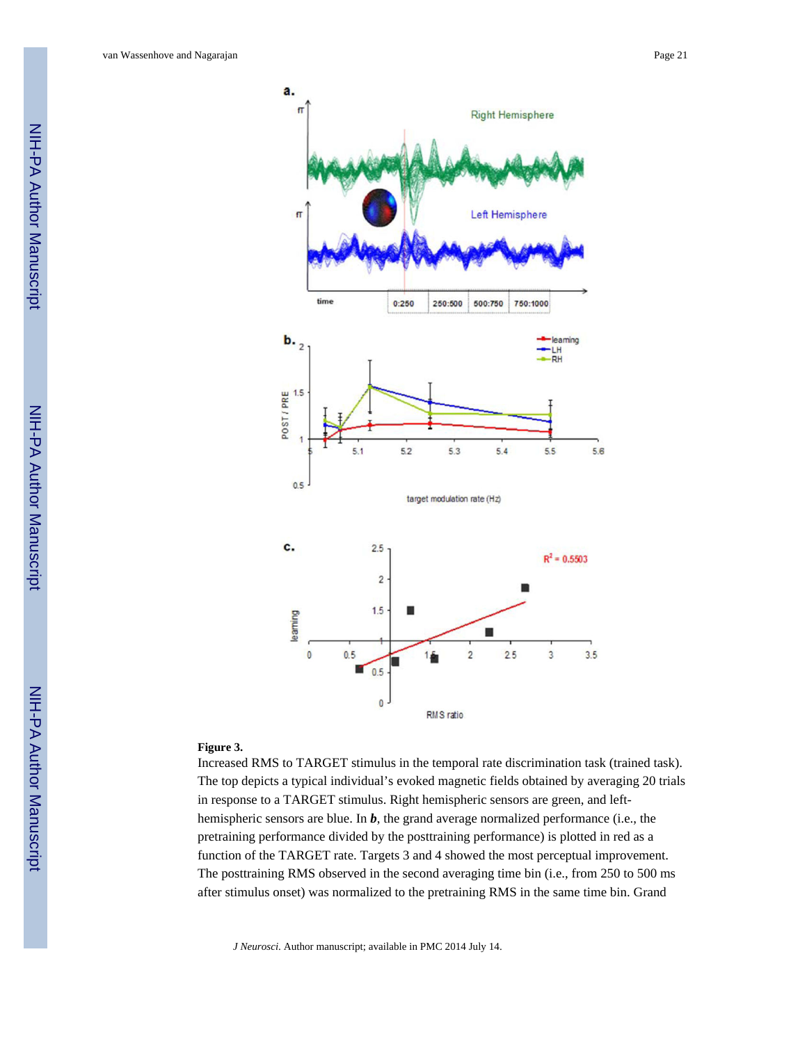**Figure 3.**

Increased RMS to TARGET stimulus in the temporal rate discrimination task (trained task). The top depicts a typical individual's evoked magnetic fields obtained by averaging 20 trials in response to a TARGET stimulus. Right hemispheric sensors are green, and left-hemispheric sensors are blue. In ***b***, the grand average normalized performance (i.e., the pretraining performance divided by the posttraining performance) is plotted in red as a function of the TARGET rate. Targets 3 and 4 showed the most perceptual improvement. The posttraining RMS observed in the second averaging time bin (i.e., from 250 to 500 ms after stimulus onset) was normalized to the pretraining RMS in the same time bin. Grand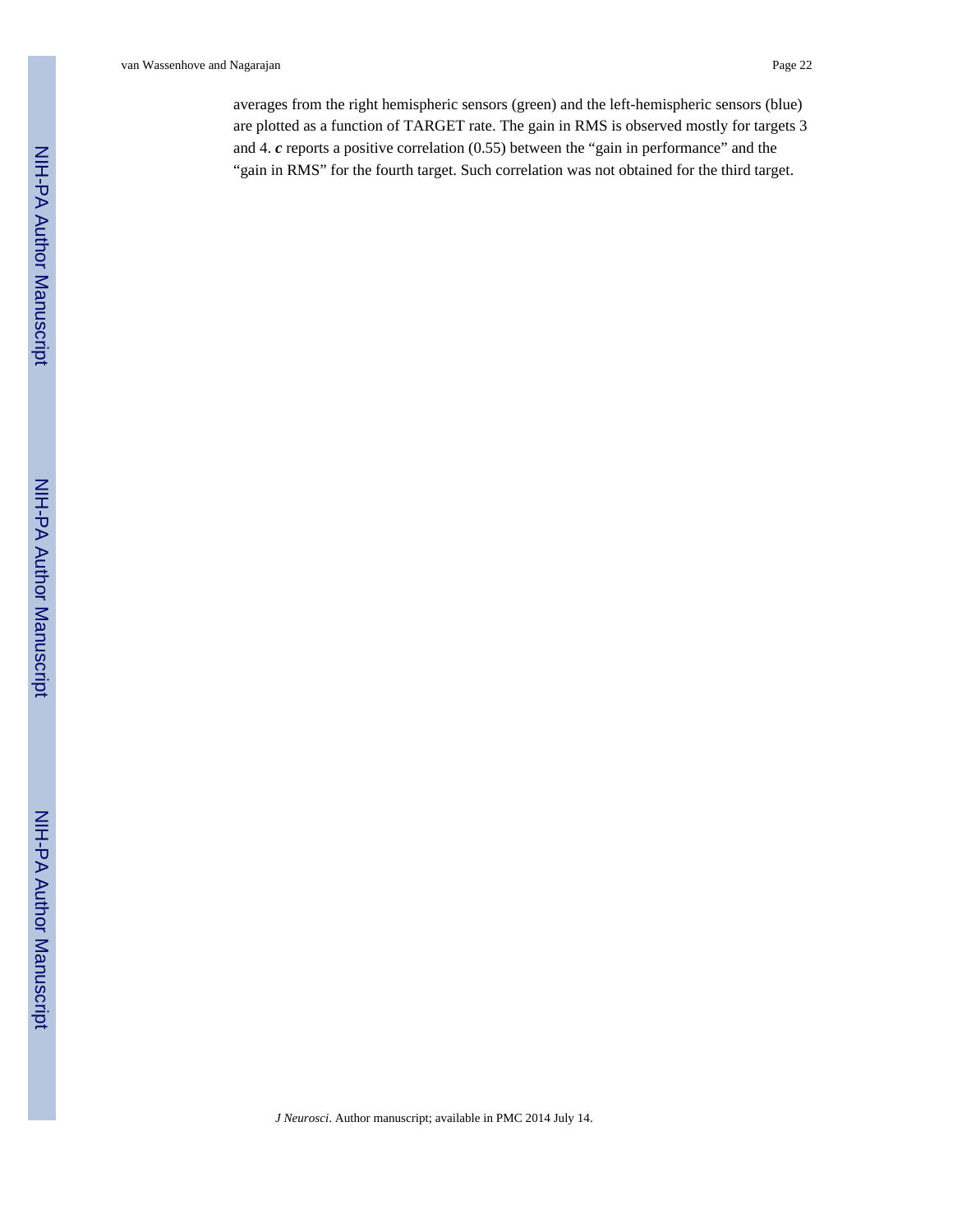averages from the right hemispheric sensors (green) and the left-hemispheric sensors (blue) are plotted as a function of TARGET rate. The gain in RMS is observed mostly for targets 3 and 4. ***c*** reports a positive correlation (0.55) between the "gain in performance" and the "gain in RMS" for the fourth target. Such correlation was not obtained for the third target.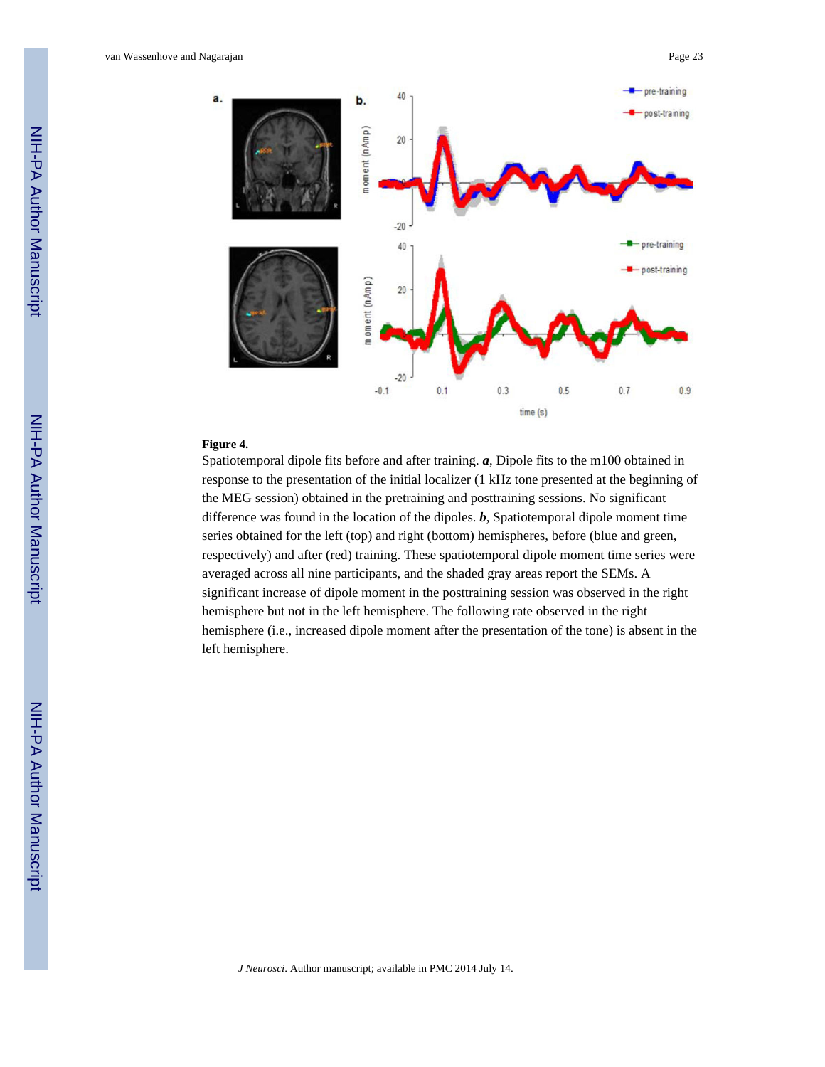**Figure 4.**

Spatiotemporal dipole fits before and after training. ***a***, Dipole fits to the m100 obtained in response to the presentation of the initial localizer (1 kHz tone presented at the beginning of the MEG session) obtained in the pretraining and posttraining sessions. No significant difference was found in the location of the dipoles. ***b***, Spatiotemporal dipole moment time series obtained for the left (top) and right (bottom) hemispheres, before (blue and green, respectively) and after (red) training. These spatiotemporal dipole moment time series were averaged across all nine participants, and the shaded gray areas report the SEMs. A significant increase of dipole moment in the posttraining session was observed in the right hemisphere but not in the left hemisphere. The following rate observed in the right hemisphere (i.e., increased dipole moment after the presentation of the tone) is absent in the left hemisphere.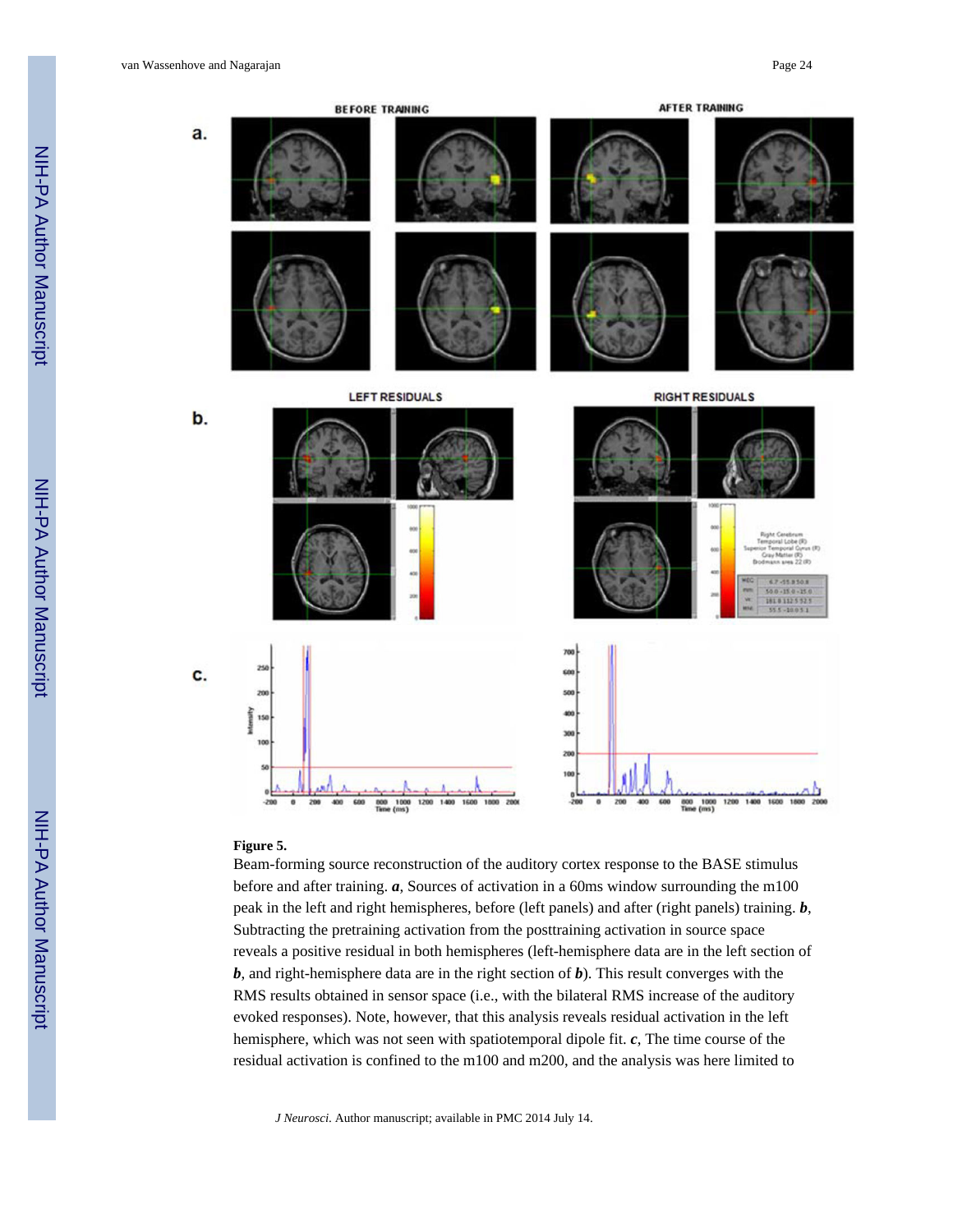**Figure 5.**

Beam-forming source reconstruction of the auditory cortex response to the BASE stimulus before and after training. ***a***, Sources of activation in a 60ms window surrounding the m100 peak in the left and right hemispheres, before (left panels) and after (right panels) training. ***b***, Subtracting the pretraining activation from the posttraining activation in source space reveals a positive residual in both hemispheres (left-hemisphere data are in the left section of ***b***, and right-hemisphere data are in the right section of ***b***). This result converges with the RMS results obtained in sensor space (i.e., with the bilateral RMS increase of the auditory evoked responses). Note, however, that this analysis reveals residual activation in the left hemisphere, which was not seen with spatiotemporal dipole fit. ***c***, The time course of the residual activation is confined to the m100 and m200, and the analysis was here limited to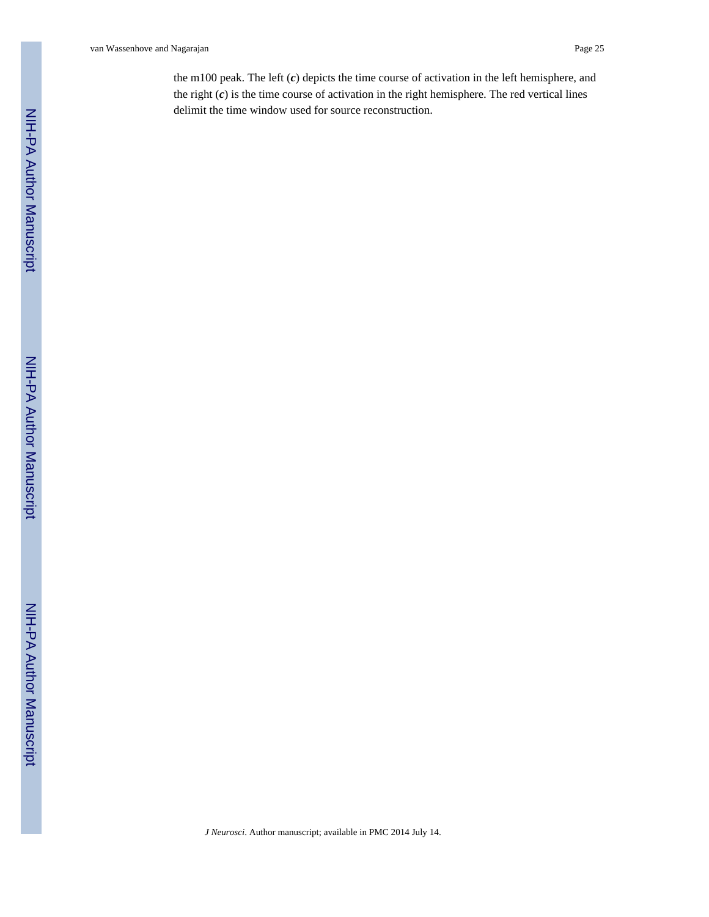the m100 peak. The left (***c***) depicts the time course of activation in the left hemisphere, and the right (***c***) is the time course of activation in the right hemisphere. The red vertical lines delimit the time window used for source reconstruction.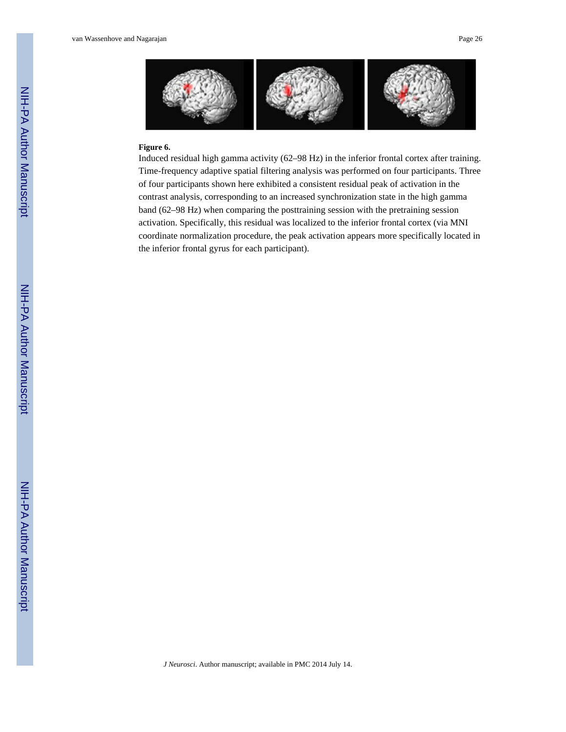**Figure 6.**

Induced residual high gamma activity (62–98 Hz) in the inferior frontal cortex after training. Time-frequency adaptive spatial filtering analysis was performed on four participants. Three of four participants shown here exhibited a consistent residual peak of activation in the contrast analysis, corresponding to an increased synchronization state in the high gamma band (62–98 Hz) when comparing the posttraining session with the pretraining session activation. Specifically, this residual was localized to the inferior frontal cortex (via MNI coordinate normalization procedure, the peak activation appears more specifically located in the inferior frontal gyrus for each participant).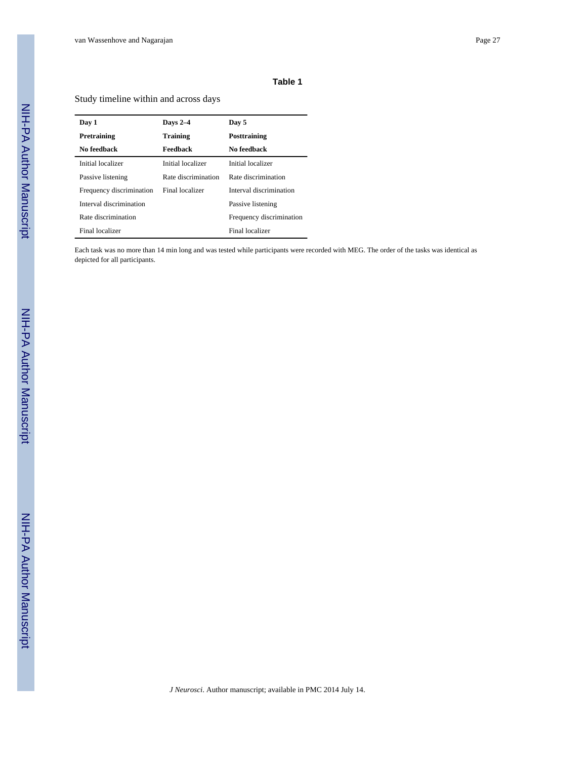**Table 1**

Study timeline within and across days

| Day 1<br>Pretraining<br>No feedback | Days 2–4<br>Training<br>Feedback | Day 5<br>Posttraining<br>No feedback |
|---|---|---|
| Initial localizer | Initial localizer | Initial localizer |
| Passive listening | Rate discrimination | Rate discrimination |
| Frequency discrimination | Final localizer | Interval discrimination |
| Interval discrimination | | Passive listening |
| Rate discrimination | | Frequency discrimination |
| Final localizer | | Final localizer |

Each task was no more than 14 min long and was tested while participants were recorded with MEG. The order of the tasks was identical as depicted for all participants.